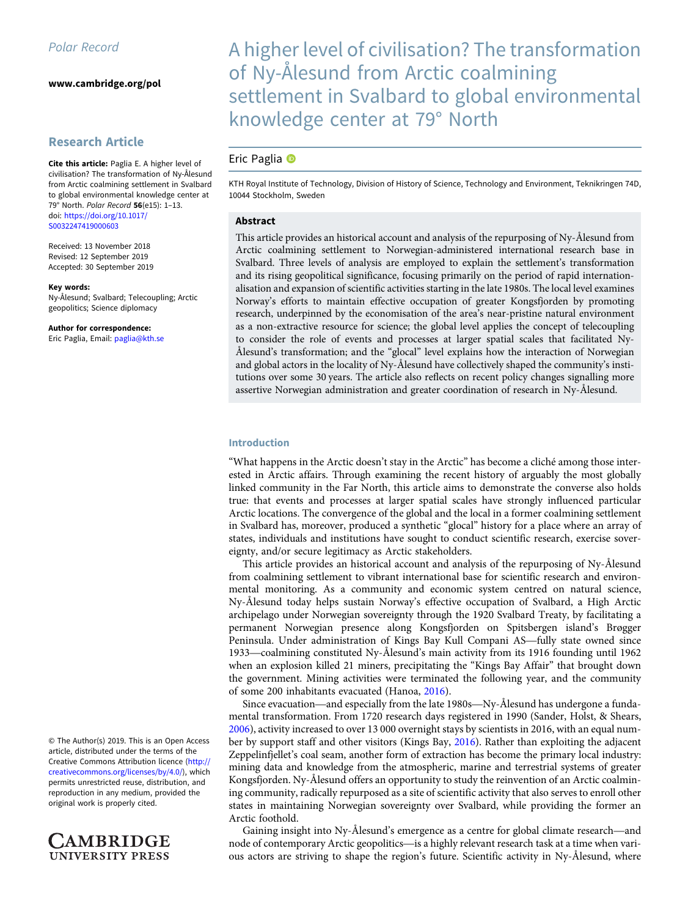Polar Record

www.cambridge.org/pol

## Research Article

**Cite this article:** Paglia E. A higher level of civilisation? The transformation of Ny-Ålesund from Arctic coalmining settlement in Svalbard to global environmental knowledge center at 79° North. *Polar Record* **56**(e15): 1–13. doi: https://doi.org/10.1017/S0032247419000603

Received: 13 November 2018
Revised: 12 September 2019
Accepted: 30 September 2019

**Key words:**
Ny-Ålesund; Svalbard; Telecoupling; Arctic geopolitics; Science diplomacy

**Author for correspondence:**
Eric Paglia, Email: paglia@kth.se

© The Author(s) 2019. This is an Open Access article, distributed under the terms of the Creative Commons Attribution licence (http://creativecommons.org/licenses/by/4.0/), which permits unrestricted reuse, distribution, and reproduction in any medium, provided the original work is properly cited.

# A higher level of civilisation? The transformation of Ny-Ålesund from Arctic coalmining settlement in Svalbard to global environmental knowledge center at 79° North

Eric Paglia

KTH Royal Institute of Technology, Division of History of Science, Technology and Environment, Teknikringen 74D, 10044 Stockholm, Sweden

### Abstract

This article provides an historical account and analysis of the repurposing of Ny-Ålesund from Arctic coalmining settlement to Norwegian-administered international research base in Svalbard. Three levels of analysis are employed to explain the settlement's transformation and its rising geopolitical significance, focusing primarily on the period of rapid internationalisation and expansion of scientific activities starting in the late 1980s. The local level examines Norway's efforts to maintain effective occupation of greater Kongsfjorden by promoting research, underpinned by the economisation of the area's near-pristine natural environment as a non-extractive resource for science; the global level applies the concept of telecoupling to consider the role of events and processes at larger spatial scales that facilitated Ny-Ålesund's transformation; and the "glocal" level explains how the interaction of Norwegian and global actors in the locality of Ny-Ålesund have collectively shaped the community's institutions over some 30 years. The article also reflects on recent policy changes signalling more assertive Norwegian administration and greater coordination of research in Ny-Ålesund.

## Introduction

"What happens in the Arctic doesn't stay in the Arctic" has become a cliché among those interested in Arctic affairs. Through examining the recent history of arguably the most globally linked community in the Far North, this article aims to demonstrate the converse also holds true: that events and processes at larger spatial scales have strongly influenced particular Arctic locations. The convergence of the global and the local in a former coalmining settlement in Svalbard has, moreover, produced a synthetic "glocal" history for a place where an array of states, individuals and institutions have sought to conduct scientific research, exercise sovereignty, and/or secure legitimacy as Arctic stakeholders.

This article provides an historical account and analysis of the repurposing of Ny-Ålesund from coalmining settlement to vibrant international base for scientific research and environmental monitoring. As a community and economic system centred on natural science, Ny-Ålesund today helps sustain Norway's effective occupation of Svalbard, a High Arctic archipelago under Norwegian sovereignty through the 1920 Svalbard Treaty, by facilitating a permanent Norwegian presence along Kongsfjorden on Spitsbergen island's Brøgger Peninsula. Under administration of Kings Bay Kull Compani AS—fully state owned since 1933—coalmining constituted Ny-Ålesund's main activity from its 1916 founding until 1962 when an explosion killed 21 miners, precipitating the "Kings Bay Affair" that brought down the government. Mining activities were terminated the following year, and the community of some 200 inhabitants evacuated (Hanoa, 2016).

Since evacuation—and especially from the late 1980s—Ny-Ålesund has undergone a fundamental transformation. From 1720 research days registered in 1990 (Sander, Holst, & Shears, 2006), activity increased to over 13 000 overnight stays by scientists in 2016, with an equal number by support staff and other visitors (Kings Bay, 2016). Rather than exploiting the adjacent Zeppelinfjellet's coal seam, another form of extraction has become the primary local industry: mining data and knowledge from the atmospheric, marine and terrestrial systems of greater Kongsfjorden. Ny-Ålesund offers an opportunity to study the reinvention of an Arctic coalmining community, radically repurposed as a site of scientific activity that also serves to enroll other states in maintaining Norwegian sovereignty over Svalbard, while providing the former an Arctic foothold.

Gaining insight into Ny-Ålesund's emergence as a centre for global climate research—and node of contemporary Arctic geopolitics—is a highly relevant research task at a time when various actors are striving to shape the region's future. Scientific activity in Ny-Ålesund, where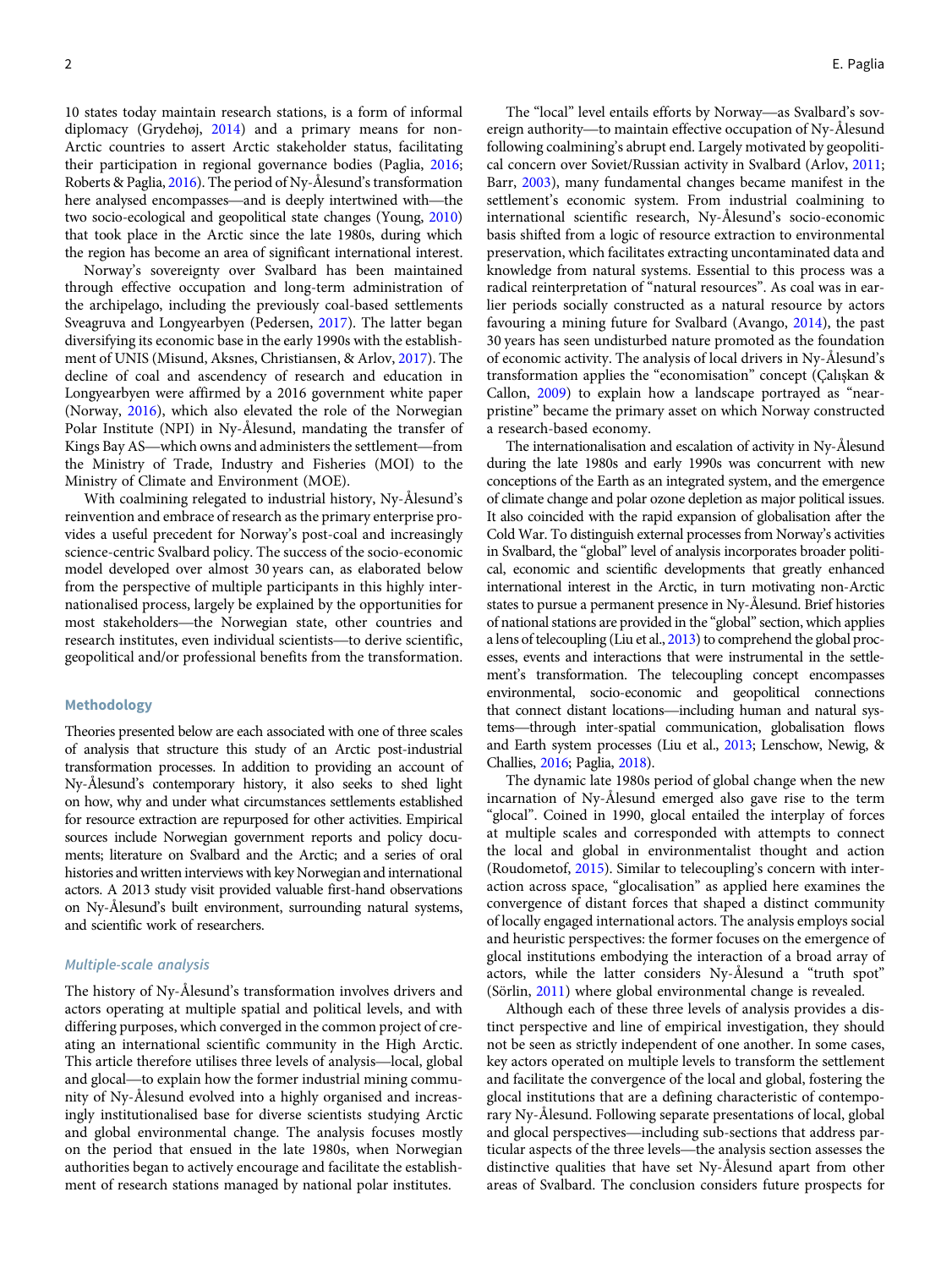10 states today maintain research stations, is a form of informal diplomacy (Grydehøj, 2014) and a primary means for non-Arctic countries to assert Arctic stakeholder status, facilitating their participation in regional governance bodies (Paglia, 2016; Roberts & Paglia, 2016). The period of Ny-Ålesund's transformation here analysed encompasses—and is deeply intertwined with—the two socio-ecological and geopolitical state changes (Young, 2010) that took place in the Arctic since the late 1980s, during which the region has become an area of significant international interest.

Norway's sovereignty over Svalbard has been maintained through effective occupation and long-term administration of the archipelago, including the previously coal-based settlements Sveagruva and Longyearbyen (Pedersen, 2017). The latter began diversifying its economic base in the early 1990s with the establishment of UNIS (Misund, Aksnes, Christiansen, & Arlov, 2017). The decline of coal and ascendency of research and education in Longyearbyen were affirmed by a 2016 government white paper (Norway, 2016), which also elevated the role of the Norwegian Polar Institute (NPI) in Ny-Ålesund, mandating the transfer of Kings Bay AS—which owns and administers the settlement—from the Ministry of Trade, Industry and Fisheries (MOI) to the Ministry of Climate and Environment (MOE).

With coalmining relegated to industrial history, Ny-Ålesund's reinvention and embrace of research as the primary enterprise provides a useful precedent for Norway's post-coal and increasingly science-centric Svalbard policy. The success of the socio-economic model developed over almost 30 years can, as elaborated below from the perspective of multiple participants in this highly internationalised process, largely be explained by the opportunities for most stakeholders—the Norwegian state, other countries and research institutes, even individual scientists—to derive scientific, geopolitical and/or professional benefits from the transformation.

## Methodology

Theories presented below are each associated with one of three scales of analysis that structure this study of an Arctic post-industrial transformation processes. In addition to providing an account of Ny-Ålesund's contemporary history, it also seeks to shed light on how, why and under what circumstances settlements established for resource extraction are repurposed for other activities. Empirical sources include Norwegian government reports and policy documents; literature on Svalbard and the Arctic; and a series of oral histories and written interviews with key Norwegian and international actors. A 2013 study visit provided valuable first-hand observations on Ny-Ålesund's built environment, surrounding natural systems, and scientific work of researchers.

### *Multiple-scale analysis*

The history of Ny-Ålesund's transformation involves drivers and actors operating at multiple spatial and political levels, and with differing purposes, which converged in the common project of creating an international scientific community in the High Arctic. This article therefore utilises three levels of analysis—local, global and glocal—to explain how the former industrial mining community of Ny-Ålesund evolved into a highly organised and increasingly institutionalised base for diverse scientists studying Arctic and global environmental change. The analysis focuses mostly on the period that ensued in the late 1980s, when Norwegian authorities began to actively encourage and facilitate the establishment of research stations managed by national polar institutes.

The "local" level entails efforts by Norway—as Svalbard's sovereign authority—to maintain effective occupation of Ny-Ålesund following coalmining's abrupt end. Largely motivated by geopolitical concern over Soviet/Russian activity in Svalbard (Arlov, 2011; Barr, 2003), many fundamental changes became manifest in the settlement's economic system. From industrial coalmining to international scientific research, Ny-Ålesund's socio-economic basis shifted from a logic of resource extraction to environmental preservation, which facilitates extracting uncontaminated data and knowledge from natural systems. Essential to this process was a radical reinterpretation of "natural resources". As coal was in earlier periods socially constructed as a natural resource by actors favouring a mining future for Svalbard (Avango, 2014), the past 30 years has seen undisturbed nature promoted as the foundation of economic activity. The analysis of local drivers in Ny-Ålesund's transformation applies the "economisation" concept (Çalışkan & Callon, 2009) to explain how a landscape portrayed as "near-pristine" became the primary asset on which Norway constructed a research-based economy.

The internationalisation and escalation of activity in Ny-Ålesund during the late 1980s and early 1990s was concurrent with new conceptions of the Earth as an integrated system, and the emergence of climate change and polar ozone depletion as major political issues. It also coincided with the rapid expansion of globalisation after the Cold War. To distinguish external processes from Norway's activities in Svalbard, the "global" level of analysis incorporates broader political, economic and scientific developments that greatly enhanced international interest in the Arctic, in turn motivating non-Arctic states to pursue a permanent presence in Ny-Ålesund. Brief histories of national stations are provided in the "global" section, which applies a lens of telecoupling (Liu et al., 2013) to comprehend the global processes, events and interactions that were instrumental in the settlement's transformation. The telecoupling concept encompasses environmental, socio-economic and geopolitical connections that connect distant locations—including human and natural systems—through inter-spatial communication, globalisation flows and Earth system processes (Liu et al., 2013; Lenschow, Newig, & Challies, 2016; Paglia, 2018).

The dynamic late 1980s period of global change when the new incarnation of Ny-Ålesund emerged also gave rise to the term "glocal". Coined in 1990, glocal entailed the interplay of forces at multiple scales and corresponded with attempts to connect the local and global in environmentalist thought and action (Roudometof, 2015). Similar to telecoupling's concern with interaction across space, "glocalisation" as applied here examines the convergence of distant forces that shaped a distinct community of locally engaged international actors. The analysis employs social and heuristic perspectives: the former focuses on the emergence of glocal institutions embodying the interaction of a broad array of actors, while the latter considers Ny-Ålesund a "truth spot" (Sörlin, 2011) where global environmental change is revealed.

Although each of these three levels of analysis provides a distinct perspective and line of empirical investigation, they should not be seen as strictly independent of one another. In some cases, key actors operated on multiple levels to transform the settlement and facilitate the convergence of the local and global, fostering the glocal institutions that are a defining characteristic of contemporary Ny-Ålesund. Following separate presentations of local, global and glocal perspectives—including sub-sections that address particular aspects of the three levels—the analysis section assesses the distinctive qualities that have set Ny-Ålesund apart from other areas of Svalbard. The conclusion considers future prospects for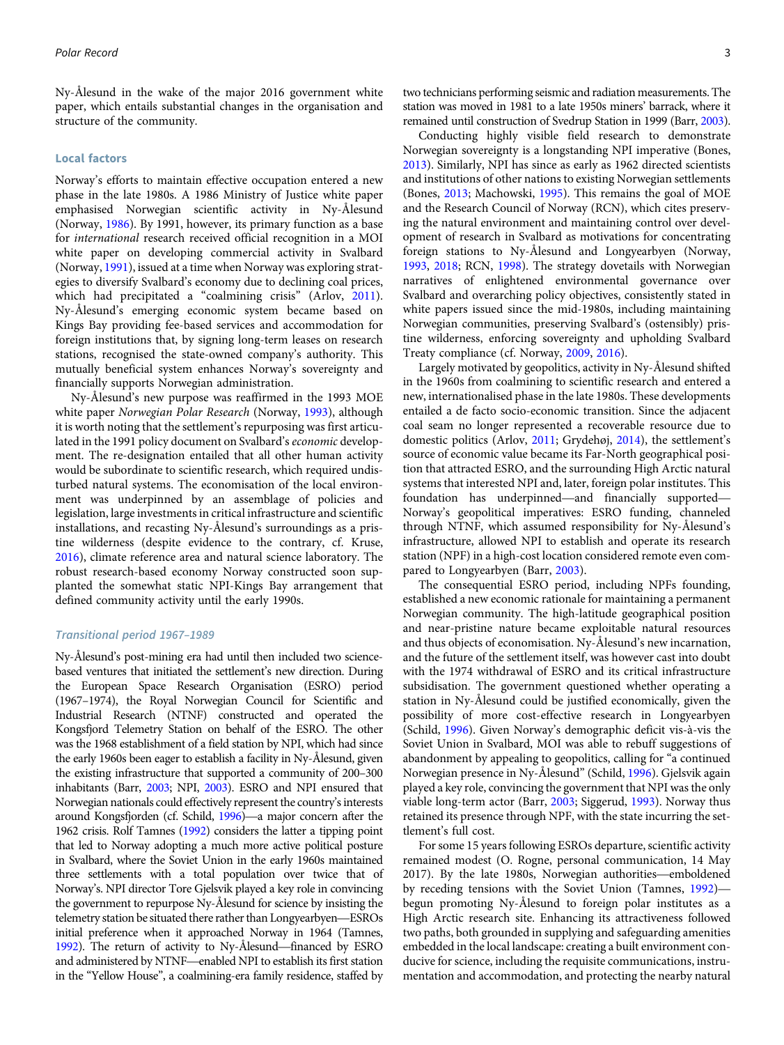Ny-Ålesund in the wake of the major 2016 government white paper, which entails substantial changes in the organisation and structure of the community.

## Local factors

Norway's efforts to maintain effective occupation entered a new phase in the late 1980s. A 1986 Ministry of Justice white paper emphasised Norwegian scientific activity in Ny-Ålesund (Norway, 1986). By 1991, however, its primary function as a base for *international* research received official recognition in a MOI white paper on developing commercial activity in Svalbard (Norway, 1991), issued at a time when Norway was exploring strategies to diversify Svalbard's economy due to declining coal prices, which had precipitated a "coalmining crisis" (Arlov, 2011). Ny-Ålesund's emerging economic system became based on Kings Bay providing fee-based services and accommodation for foreign institutions that, by signing long-term leases on research stations, recognised the state-owned company's authority. This mutually beneficial system enhances Norway's sovereignty and financially supports Norwegian administration.

Ny-Ålesund's new purpose was reaffirmed in the 1993 MOE white paper *Norwegian Polar Research* (Norway, 1993), although it is worth noting that the settlement's repurposing was first articulated in the 1991 policy document on Svalbard's *economic* development. The re-designation entailed that all other human activity would be subordinate to scientific research, which required undisturbed natural systems. The economisation of the local environment was underpinned by an assemblage of policies and legislation, large investments in critical infrastructure and scientific installations, and recasting Ny-Ålesund's surroundings as a pristine wilderness (despite evidence to the contrary, cf. Kruse, 2016), climate reference area and natural science laboratory. The robust research-based economy Norway constructed soon supplanted the somewhat static NPI-Kings Bay arrangement that defined community activity until the early 1990s.

### *Transitional period 1967–1989*

Ny-Ålesund's post-mining era had until then included two science-based ventures that initiated the settlement's new direction. During the European Space Research Organisation (ESRO) period (1967–1974), the Royal Norwegian Council for Scientific and Industrial Research (NTNF) constructed and operated the Kongsfjord Telemetry Station on behalf of the ESRO. The other was the 1968 establishment of a field station by NPI, which had since the early 1960s been eager to establish a facility in Ny-Ålesund, given the existing infrastructure that supported a community of 200–300 inhabitants (Barr, 2003; NPI, 2003). ESRO and NPI ensured that Norwegian nationals could effectively represent the country's interests around Kongsfjorden (cf. Schild, 1996)—a major concern after the 1962 crisis. Rolf Tamnes (1992) considers the latter a tipping point that led to Norway adopting a much more active political posture in Svalbard, where the Soviet Union in the early 1960s maintained three settlements with a total population over twice that of Norway's. NPI director Tore Gjelsvik played a key role in convincing the government to repurpose Ny-Ålesund for science by insisting the telemetry station be situated there rather than Longyearbyen—ESROs initial preference when it approached Norway in 1964 (Tamnes, 1992). The return of activity to Ny-Ålesund—financed by ESRO and administered by NTNF—enabled NPI to establish its first station in the "Yellow House", a coalmining-era family residence, staffed by two technicians performing seismic and radiation measurements. The station was moved in 1981 to a late 1950s miners' barrack, where it remained until construction of Svedrup Station in 1999 (Barr, 2003).

Conducting highly visible field research to demonstrate Norwegian sovereignty is a longstanding NPI imperative (Bones, 2013). Similarly, NPI has since as early as 1962 directed scientists and institutions of other nations to existing Norwegian settlements (Bones, 2013; Machowski, 1995). This remains the goal of MOE and the Research Council of Norway (RCN), which cites preserving the natural environment and maintaining control over development of research in Svalbard as motivations for concentrating foreign stations to Ny-Ålesund and Longyearbyen (Norway, 1993, 2018; RCN, 1998). The strategy dovetails with Norwegian narratives of enlightened environmental governance over Svalbard and overarching policy objectives, consistently stated in white papers issued since the mid-1980s, including maintaining Norwegian communities, preserving Svalbard's (ostensibly) pristine wilderness, enforcing sovereignty and upholding Svalbard Treaty compliance (cf. Norway, 2009, 2016).

Largely motivated by geopolitics, activity in Ny-Ålesund shifted in the 1960s from coalmining to scientific research and entered a new, internationalised phase in the late 1980s. These developments entailed a de facto socio-economic transition. Since the adjacent coal seam no longer represented a recoverable resource due to domestic politics (Arlov, 2011; Grydehøj, 2014), the settlement's source of economic value became its Far-North geographical position that attracted ESRO, and the surrounding High Arctic natural systems that interested NPI and, later, foreign polar institutes. This foundation has underpinned—and financially supported—Norway's geopolitical imperatives: ESRO funding, channeled through NTNF, which assumed responsibility for Ny-Ålesund's infrastructure, allowed NPI to establish and operate its research station (NPF) in a high-cost location considered remote even compared to Longyearbyen (Barr, 2003).

The consequential ESRO period, including NPFs founding, established a new economic rationale for maintaining a permanent Norwegian community. The high-latitude geographical position and near-pristine nature became exploitable natural resources and thus objects of economisation. Ny-Ålesund's new incarnation, and the future of the settlement itself, was however cast into doubt with the 1974 withdrawal of ESRO and its critical infrastructure subsidisation. The government questioned whether operating a station in Ny-Ålesund could be justified economically, given the possibility of more cost-effective research in Longyearbyen (Schild, 1996). Given Norway's demographic deficit vis-à-vis the Soviet Union in Svalbard, MOI was able to rebuff suggestions of abandonment by appealing to geopolitics, calling for "a continued Norwegian presence in Ny-Ålesund" (Schild, 1996). Gjelsvik again played a key role, convincing the government that NPI was the only viable long-term actor (Barr, 2003; Siggerud, 1993). Norway thus retained its presence through NPF, with the state incurring the settlement's full cost.

For some 15 years following ESROs departure, scientific activity remained modest (O. Rogne, personal communication, 14 May 2017). By the late 1980s, Norwegian authorities—emboldened by receding tensions with the Soviet Union (Tamnes, 1992)—begun promoting Ny-Ålesund to foreign polar institutes as a High Arctic research site. Enhancing its attractiveness followed two paths, both grounded in supplying and safeguarding amenities embedded in the local landscape: creating a built environment conducive for science, including the requisite communications, instrumentation and accommodation, and protecting the nearby natural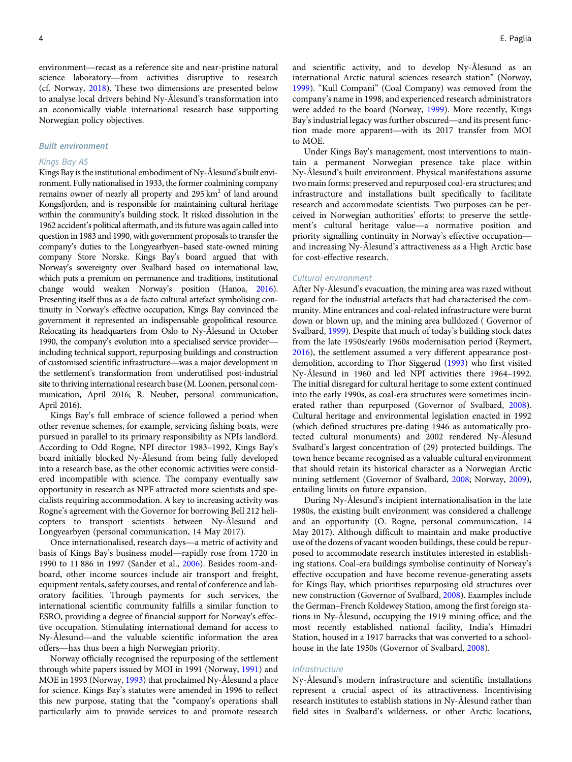environment—recast as a reference site and near-pristine natural science laboratory—from activities disruptive to research (cf. Norway, 2018). These two dimensions are presented below to analyse local drivers behind Ny-Ålesund's transformation into an economically viable international research base supporting Norwegian policy objectives.

## Built environment

### Kings Bay AS

Kings Bay is the institutional embodiment of Ny-Ålesund's built environment. Fully nationalised in 1933, the former coalmining company remains owner of nearly all property and 295 km$^2$ of land around Kongsfjorden, and is responsible for maintaining cultural heritage within the community's building stock. It risked dissolution in the 1962 accident's political aftermath, and its future was again called into question in 1983 and 1990, with government proposals to transfer the company's duties to the Longyearbyen–based state-owned mining company Store Norske. Kings Bay's board argued that with Norway's sovereignty over Svalbard based on international law, which puts a premium on permanence and traditions, institutional change would weaken Norway's position (Hanoa, 2016). Presenting itself thus as a de facto cultural artefact symbolising continuity in Norway's effective occupation, Kings Bay convinced the government it represented an indispensable geopolitical resource. Relocating its headquarters from Oslo to Ny-Ålesund in October 1990, the company's evolution into a specialised service provider—including technical support, repurposing buildings and construction of customised scientific infrastructure—was a major development in the settlement's transformation from underutilised post-industrial site to thriving international research base (M. Loonen, personal communication, April 2016; R. Neuber, personal communication, April 2016).

Kings Bay's full embrace of science followed a period when other revenue schemes, for example, servicing fishing boats, were pursued in parallel to its primary responsibility as NPIs landlord. According to Odd Rogne, NPI director 1983–1992, Kings Bay's board initially blocked Ny-Ålesund from being fully developed into a research base, as the other economic activities were considered incompatible with science. The company eventually saw opportunity in research as NPF attracted more scientists and specialists requiring accommodation. A key to increasing activity was Rogne's agreement with the Governor for borrowing Bell 212 helicopters to transport scientists between Ny-Ålesund and Longyearbyen (personal communication, 14 May 2017).

Once internationalised, research days—a metric of activity and basis of Kings Bay's business model—rapidly rose from 1720 in 1990 to 11 886 in 1997 (Sander et al., 2006). Besides room-and-board, other income sources include air transport and freight, equipment rentals, safety courses, and rental of conference and laboratory facilities. Through payments for such services, the international scientific community fulfills a similar function to ESRO, providing a degree of financial support for Norway's effective occupation. Stimulating international demand for access to Ny-Ålesund—and the valuable scientific information the area offers—has thus been a high Norwegian priority.

Norway officially recognised the repurposing of the settlement through white papers issued by MOI in 1991 (Norway, 1991) and MOE in 1993 (Norway, 1993) that proclaimed Ny-Ålesund a place for science. Kings Bay's statutes were amended in 1996 to reflect this new purpose, stating that the "company's operations shall particularly aim to provide services to and promote research and scientific activity, and to develop Ny-Ålesund as an international Arctic natural sciences research station" (Norway, 1999). "Kull Compani" (Coal Company) was removed from the company's name in 1998, and experienced research administrators were added to the board (Norway, 1999). More recently, Kings Bay's industrial legacy was further obscured—and its present function made more apparent—with its 2017 transfer from MOI to MOE.

Under Kings Bay's management, most interventions to maintain a permanent Norwegian presence take place within Ny-Ålesund's built environment. Physical manifestations assume two main forms: preserved and repurposed coal-era structures; and infrastructure and installations built specifically to facilitate research and accommodate scientists. Two purposes can be perceived in Norwegian authorities' efforts: to preserve the settlement's cultural heritage value—a normative position and priority signalling continuity in Norway's effective occupation—and increasing Ny-Ålesund's attractiveness as a High Arctic base for cost-effective research.

### Cultural environment

After Ny-Ålesund's evacuation, the mining area was razed without regard for the industrial artefacts that had characterised the community. Mine entrances and coal-related infrastructure were burnt down or blown up, and the mining area bulldozed ( Governor of Svalbard, 1999). Despite that much of today's building stock dates from the late 1950s/early 1960s modernisation period (Reymert, 2016), the settlement assumed a very different appearance post-demolition, according to Thor Siggerud (1993) who first visited Ny-Ålesund in 1960 and led NPI activities there 1964–1992. The initial disregard for cultural heritage to some extent continued into the early 1990s, as coal-era structures were sometimes incinerated rather than repurposed (Governor of Svalbard, 2008). Cultural heritage and environmental legislation enacted in 1992 (which defined structures pre-dating 1946 as automatically protected cultural monuments) and 2002 rendered Ny-Ålesund Svalbard's largest concentration of (29) protected buildings. The town hence became recognised as a valuable cultural environment that should retain its historical character as a Norwegian Arctic mining settlement (Governor of Svalbard, 2008; Norway, 2009), entailing limits on future expansion.

During Ny-Ålesund's incipient internationalisation in the late 1980s, the existing built environment was considered a challenge and an opportunity (O. Rogne, personal communication, 14 May 2017). Although difficult to maintain and make productive use of the dozens of vacant wooden buildings, these could be repurposed to accommodate research institutes interested in establishing stations. Coal-era buildings symbolise continuity of Norway's effective occupation and have become revenue-generating assets for Kings Bay, which prioritises repurposing old structures over new construction (Governor of Svalbard, 2008). Examples include the German–French Koldewey Station, among the first foreign stations in Ny-Ålesund, occupying the 1919 mining office; and the most recently established national facility, India's Himadri Station, housed in a 1917 barracks that was converted to a schoolhouse in the late 1950s (Governor of Svalbard, 2008).

### Infrastructure

Ny-Ålesund's modern infrastructure and scientific installations represent a crucial aspect of its attractiveness. Incentivising research institutes to establish stations in Ny-Ålesund rather than field sites in Svalbard's wilderness, or other Arctic locations,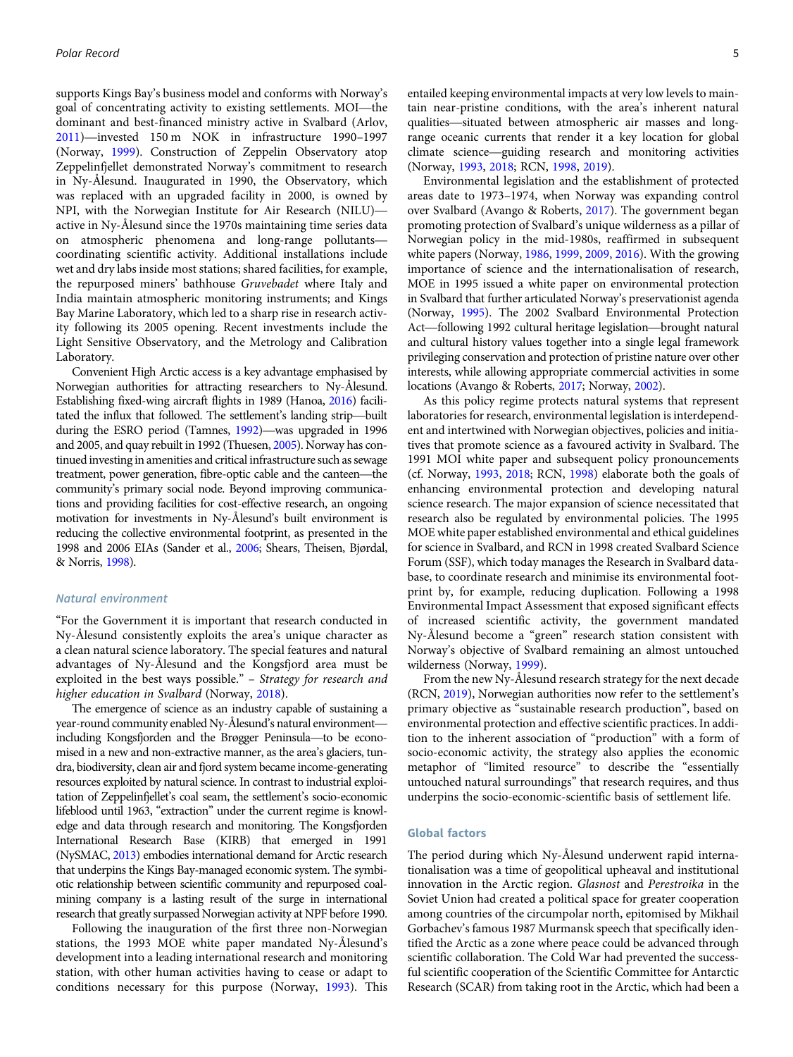supports Kings Bay's business model and conforms with Norway's goal of concentrating activity to existing settlements. MOI—the dominant and best-financed ministry active in Svalbard (Arlov, 2011)—invested 150 m NOK in infrastructure 1990–1997 (Norway, 1999). Construction of Zeppelin Observatory atop Zeppelinfjellet demonstrated Norway's commitment to research in Ny-Ålesund. Inaugurated in 1990, the Observatory, which was replaced with an upgraded facility in 2000, is owned by NPI, with the Norwegian Institute for Air Research (NILU)—active in Ny-Ålesund since the 1970s maintaining time series data on atmospheric phenomena and long-range pollutants—coordinating scientific activity. Additional installations include wet and dry labs inside most stations; shared facilities, for example, the repurposed miners' bathhouse *Gruvebadet* where Italy and India maintain atmospheric monitoring instruments; and Kings Bay Marine Laboratory, which led to a sharp rise in research activity following its 2005 opening. Recent investments include the Light Sensitive Observatory, and the Metrology and Calibration Laboratory.

Convenient High Arctic access is a key advantage emphasised by Norwegian authorities for attracting researchers to Ny-Ålesund. Establishing fixed-wing aircraft flights in 1989 (Hanoa, 2016) facilitated the influx that followed. The settlement's landing strip—built during the ESRO period (Tamnes, 1992)—was upgraded in 1996 and 2005, and quay rebuilt in 1992 (Thuesen, 2005). Norway has continued investing in amenities and critical infrastructure such as sewage treatment, power generation, fibre-optic cable and the canteen—the community's primary social node. Beyond improving communications and providing facilities for cost-effective research, an ongoing motivation for investments in Ny-Ålesund's built environment is reducing the collective environmental footprint, as presented in the 1998 and 2006 EIAs (Sander et al., 2006; Shears, Theisen, Bjørdal, & Norris, 1998).

### Natural environment

"For the Government it is important that research conducted in Ny-Ålesund consistently exploits the area's unique character as a clean natural science laboratory. The special features and natural advantages of Ny-Ålesund and the Kongsfjord area must be exploited in the best ways possible." – *Strategy for research and higher education in Svalbard* (Norway, 2018).

The emergence of science as an industry capable of sustaining a year-round community enabled Ny-Ålesund's natural environment—including Kongsfjorden and the Brøgger Peninsula—to be economised in a new and non-extractive manner, as the area's glaciers, tundra, biodiversity, clean air and fjord system became income-generating resources exploited by natural science. In contrast to industrial exploitation of Zeppelinfjellet's coal seam, the settlement's socio-economic lifeblood until 1963, "extraction" under the current regime is knowledge and data through research and monitoring. The Kongsfjorden International Research Base (KIRB) that emerged in 1991 (NySMAC, 2013) embodies international demand for Arctic research that underpins the Kings Bay-managed economic system. The symbiotic relationship between scientific community and repurposed coal-mining company is a lasting result of the surge in international research that greatly surpassed Norwegian activity at NPF before 1990.

Following the inauguration of the first three non-Norwegian stations, the 1993 MOE white paper mandated Ny-Ålesund's development into a leading international research and monitoring station, with other human activities having to cease or adapt to conditions necessary for this purpose (Norway, 1993). This entailed keeping environmental impacts at very low levels to maintain near-pristine conditions, with the area's inherent natural qualities—situated between atmospheric air masses and long-range oceanic currents that render it a key location for global climate science—guiding research and monitoring activities (Norway, 1993, 2018; RCN, 1998, 2019).

Environmental legislation and the establishment of protected areas date to 1973–1974, when Norway was expanding control over Svalbard (Avango & Roberts, 2017). The government began promoting protection of Svalbard's unique wilderness as a pillar of Norwegian policy in the mid-1980s, reaffirmed in subsequent white papers (Norway, 1986, 1999, 2009, 2016). With the growing importance of science and the internationalisation of research, MOE in 1995 issued a white paper on environmental protection in Svalbard that further articulated Norway's preservationist agenda (Norway, 1995). The 2002 Svalbard Environmental Protection Act—following 1992 cultural heritage legislation—brought natural and cultural history values together into a single legal framework privileging conservation and protection of pristine nature over other interests, while allowing appropriate commercial activities in some locations (Avango & Roberts, 2017; Norway, 2002).

As this policy regime protects natural systems that represent laboratories for research, environmental legislation is interdependent and intertwined with Norwegian objectives, policies and initiatives that promote science as a favoured activity in Svalbard. The 1991 MOI white paper and subsequent policy pronouncements (cf. Norway, 1993, 2018; RCN, 1998) elaborate both the goals of enhancing environmental protection and developing natural science research. The major expansion of science necessitated that research also be regulated by environmental policies. The 1995 MOE white paper established environmental and ethical guidelines for science in Svalbard, and RCN in 1998 created Svalbard Science Forum (SSF), which today manages the Research in Svalbard database, to coordinate research and minimise its environmental footprint by, for example, reducing duplication. Following a 1998 Environmental Impact Assessment that exposed significant effects of increased scientific activity, the government mandated Ny-Ålesund become a "green" research station consistent with Norway's objective of Svalbard remaining an almost untouched wilderness (Norway, 1999).

From the new Ny-Ålesund research strategy for the next decade (RCN, 2019), Norwegian authorities now refer to the settlement's primary objective as "sustainable research production", based on environmental protection and effective scientific practices. In addition to the inherent association of "production" with a form of socio-economic activity, the strategy also applies the economic metaphor of "limited resource" to describe the "essentially untouched natural surroundings" that research requires, and thus underpins the socio-economic-scientific basis of settlement life.

### Global factors

The period during which Ny-Ålesund underwent rapid internationalisation was a time of geopolitical upheaval and institutional innovation in the Arctic region. *Glasnost* and *Perestroika* in the Soviet Union had created a political space for greater cooperation among countries of the circumpolar north, epitomised by Mikhail Gorbachev's famous 1987 Murmansk speech that specifically identified the Arctic as a zone where peace could be advanced through scientific collaboration. The Cold War had prevented the successful scientific cooperation of the Scientific Committee for Antarctic Research (SCAR) from taking root in the Arctic, which had been a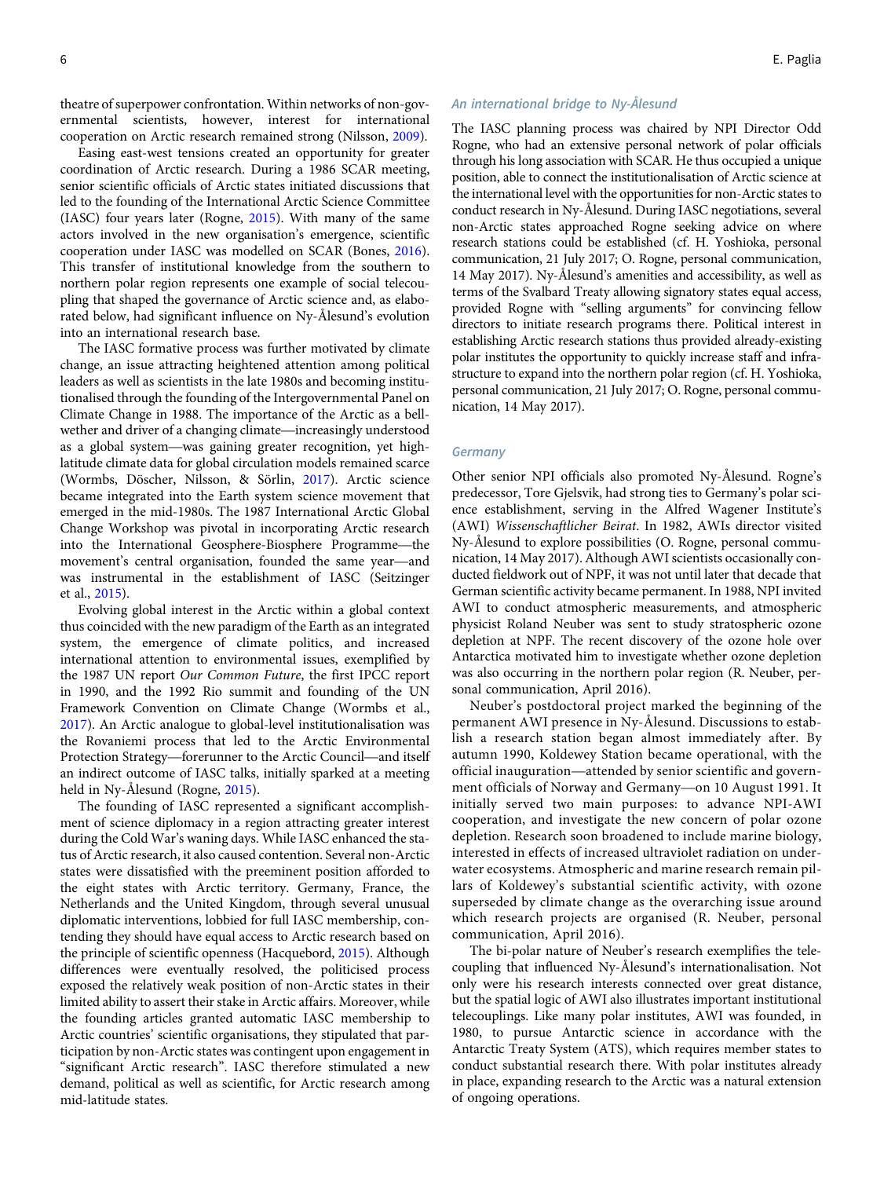theatre of superpower confrontation. Within networks of non-governmental scientists, however, interest for international cooperation on Arctic research remained strong (Nilsson, 2009).

Easing east-west tensions created an opportunity for greater coordination of Arctic research. During a 1986 SCAR meeting, senior scientific officials of Arctic states initiated discussions that led to the founding of the International Arctic Science Committee (IASC) four years later (Rogne, 2015). With many of the same actors involved in the new organisation's emergence, scientific cooperation under IASC was modelled on SCAR (Bones, 2016). This transfer of institutional knowledge from the southern to northern polar region represents one example of social telecoupling that shaped the governance of Arctic science and, as elaborated below, had significant influence on Ny-Ålesund's evolution into an international research base.

The IASC formative process was further motivated by climate change, an issue attracting heightened attention among political leaders as well as scientists in the late 1980s and becoming institutionalised through the founding of the Intergovernmental Panel on Climate Change in 1988. The importance of the Arctic as a bellwether and driver of a changing climate—increasingly understood as a global system—was gaining greater recognition, yet high-latitude climate data for global circulation models remained scarce (Wormbs, Döscher, Nilsson, & Sörlin, 2017). Arctic science became integrated into the Earth system science movement that emerged in the mid-1980s. The 1987 International Arctic Global Change Workshop was pivotal in incorporating Arctic research into the International Geosphere-Biosphere Programme—the movement's central organisation, founded the same year—and was instrumental in the establishment of IASC (Seitzinger et al., 2015).

Evolving global interest in the Arctic within a global context thus coincided with the new paradigm of the Earth as an integrated system, the emergence of climate politics, and increased international attention to environmental issues, exemplified by the 1987 UN report *Our Common Future*, the first IPCC report in 1990, and the 1992 Rio summit and founding of the UN Framework Convention on Climate Change (Wormbs et al., 2017). An Arctic analogue to global-level institutionalisation was the Rovaniemi process that led to the Arctic Environmental Protection Strategy—forerunner to the Arctic Council—and itself an indirect outcome of IASC talks, initially sparked at a meeting held in Ny-Ålesund (Rogne, 2015).

The founding of IASC represented a significant accomplishment of science diplomacy in a region attracting greater interest during the Cold War's waning days. While IASC enhanced the status of Arctic research, it also caused contention. Several non-Arctic states were dissatisfied with the preeminent position afforded to the eight states with Arctic territory. Germany, France, the Netherlands and the United Kingdom, through several unusual diplomatic interventions, lobbied for full IASC membership, contending they should have equal access to Arctic research based on the principle of scientific openness (Hacquebord, 2015). Although differences were eventually resolved, the politicised process exposed the relatively weak position of non-Arctic states in their limited ability to assert their stake in Arctic affairs. Moreover, while the founding articles granted automatic IASC membership to Arctic countries' scientific organisations, they stipulated that participation by non-Arctic states was contingent upon engagement in "significant Arctic research". IASC therefore stimulated a new demand, political as well as scientific, for Arctic research among mid-latitude states.

### An international bridge to Ny-Ålesund

The IASC planning process was chaired by NPI Director Odd Rogne, who had an extensive personal network of polar officials through his long association with SCAR. He thus occupied a unique position, able to connect the institutionalisation of Arctic science at the international level with the opportunities for non-Arctic states to conduct research in Ny-Ålesund. During IASC negotiations, several non-Arctic states approached Rogne seeking advice on where research stations could be established (cf. H. Yoshioka, personal communication, 21 July 2017; O. Rogne, personal communication, 14 May 2017). Ny-Ålesund's amenities and accessibility, as well as terms of the Svalbard Treaty allowing signatory states equal access, provided Rogne with "selling arguments" for convincing fellow directors to initiate research programs there. Political interest in establishing Arctic research stations thus provided already-existing polar institutes the opportunity to quickly increase staff and infrastructure to expand into the northern polar region (cf. H. Yoshioka, personal communication, 21 July 2017; O. Rogne, personal communication, 14 May 2017).

### Germany

Other senior NPI officials also promoted Ny-Ålesund. Rogne's predecessor, Tore Gjelsvik, had strong ties to Germany's polar science establishment, serving in the Alfred Wagener Institute's (AWI) *Wissenschaftlicher Beirat*. In 1982, AWIs director visited Ny-Ålesund to explore possibilities (O. Rogne, personal communication, 14 May 2017). Although AWI scientists occasionally conducted fieldwork out of NPF, it was not until later that decade that German scientific activity became permanent. In 1988, NPI invited AWI to conduct atmospheric measurements, and atmospheric physicist Roland Neuber was sent to study stratospheric ozone depletion at NPF. The recent discovery of the ozone hole over Antarctica motivated him to investigate whether ozone depletion was also occurring in the northern polar region (R. Neuber, personal communication, April 2016).

Neuber's postdoctoral project marked the beginning of the permanent AWI presence in Ny-Ålesund. Discussions to establish a research station began almost immediately after. By autumn 1990, Koldewey Station became operational, with the official inauguration—attended by senior scientific and government officials of Norway and Germany—on 10 August 1991. It initially served two main purposes: to advance NPI-AWI cooperation, and investigate the new concern of polar ozone depletion. Research soon broadened to include marine biology, interested in effects of increased ultraviolet radiation on underwater ecosystems. Atmospheric and marine research remain pillars of Koldewey's substantial scientific activity, with ozone superseded by climate change as the overarching issue around which research projects are organised (R. Neuber, personal communication, April 2016).

The bi-polar nature of Neuber's research exemplifies the telecoupling that influenced Ny-Ålesund's internationalisation. Not only were his research interests connected over great distance, but the spatial logic of AWI also illustrates important institutional telecouplings. Like many polar institutes, AWI was founded, in 1980, to pursue Antarctic science in accordance with the Antarctic Treaty System (ATS), which requires member states to conduct substantial research there. With polar institutes already in place, expanding research to the Arctic was a natural extension of ongoing operations.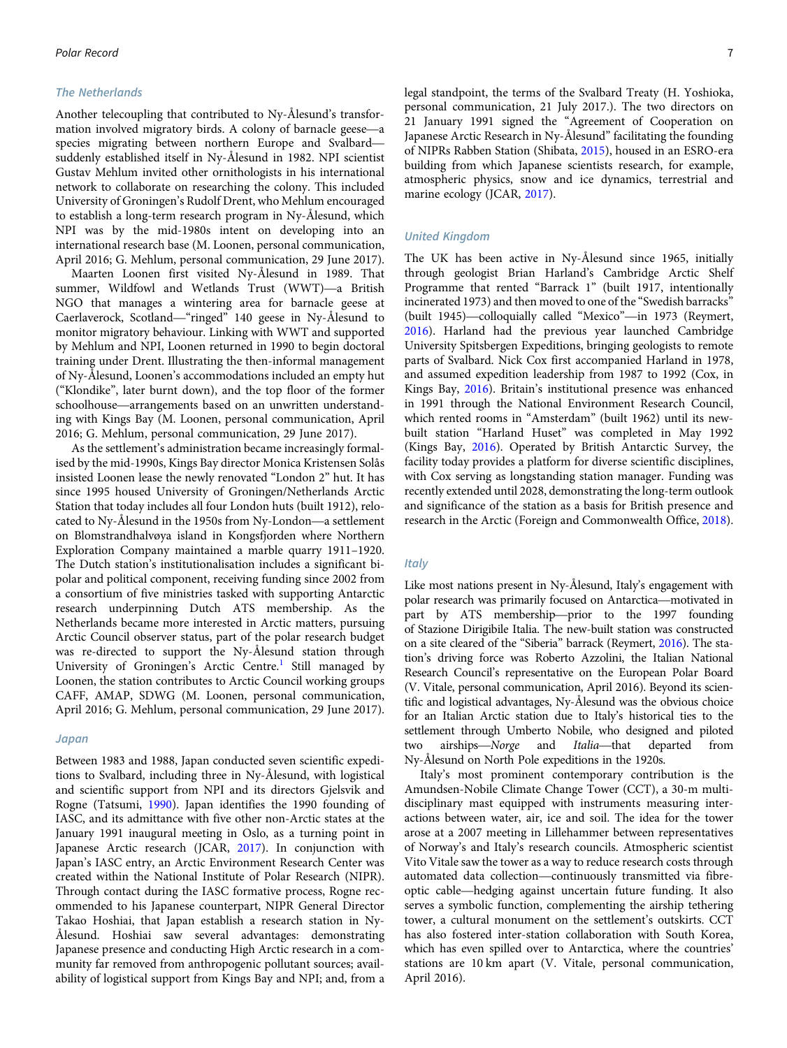### The Netherlands

Another telecoupling that contributed to Ny-Ålesund's transformation involved migratory birds. A colony of barnacle geese—a species migrating between northern Europe and Svalbard—suddenly established itself in Ny-Ålesund in 1982. NPI scientist Gustav Mehlum invited other ornithologists in his international network to collaborate on researching the colony. This included University of Groningen's Rudolf Drent, who Mehlum encouraged to establish a long-term research program in Ny-Ålesund, which NPI was by the mid-1980s intent on developing into an international research base (M. Loonen, personal communication, April 2016; G. Mehlum, personal communication, 29 June 2017).

Maarten Loonen first visited Ny-Ålesund in 1989. That summer, Wildfowl and Wetlands Trust (WWT)—a British NGO that manages a wintering area for barnacle geese at Caerlaverock, Scotland—"ringed" 140 geese in Ny-Ålesund to monitor migratory behaviour. Linking with WWT and supported by Mehlum and NPI, Loonen returned in 1990 to begin doctoral training under Drent. Illustrating the then-informal management of Ny-Ålesund, Loonen's accommodations included an empty hut ("Klondike", later burnt down), and the top floor of the former schoolhouse—arrangements based on an unwritten understanding with Kings Bay (M. Loonen, personal communication, April 2016; G. Mehlum, personal communication, 29 June 2017).

As the settlement's administration became increasingly formalised by the mid-1990s, Kings Bay director Monica Kristensen Solås insisted Loonen lease the newly renovated "London 2" hut. It has since 1995 housed University of Groningen/Netherlands Arctic Station that today includes all four London huts (built 1912), relocated to Ny-Ålesund in the 1950s from Ny-London—a settlement on Blomstrandhalvøya island in Kongsfjorden where Northern Exploration Company maintained a marble quarry 1911–1920. The Dutch station's institutionalisation includes a significant bipolar and political component, receiving funding since 2002 from a consortium of five ministries tasked with supporting Antarctic research underpinning Dutch ATS membership. As the Netherlands became more interested in Arctic matters, pursuing Arctic Council observer status, part of the polar research budget was re-directed to support the Ny-Ålesund station through University of Groningen's Arctic Centre.[1] Still managed by Loonen, the station contributes to Arctic Council working groups CAFF, AMAP, SDWG (M. Loonen, personal communication, April 2016; G. Mehlum, personal communication, 29 June 2017).

### Japan

Between 1983 and 1988, Japan conducted seven scientific expeditions to Svalbard, including three in Ny-Ålesund, with logistical and scientific support from NPI and its directors Gjelsvik and Rogne (Tatsumi, 1990). Japan identifies the 1990 founding of IASC, and its admittance with five other non-Arctic states at the January 1991 inaugural meeting in Oslo, as a turning point in Japanese Arctic research (JCAR, 2017). In conjunction with Japan's IASC entry, an Arctic Environment Research Center was created within the National Institute of Polar Research (NIPR). Through contact during the IASC formative process, Rogne recommended to his Japanese counterpart, NIPR General Director Takao Hoshiai, that Japan establish a research station in Ny-Ålesund. Hoshiai saw several advantages: demonstrating Japanese presence and conducting High Arctic research in a community far removed from anthropogenic pollutant sources; availability of logistical support from Kings Bay and NPI; and, from a legal standpoint, the terms of the Svalbard Treaty (H. Yoshioka, personal communication, 21 July 2017.). The two directors on 21 January 1991 signed the "Agreement of Cooperation on Japanese Arctic Research in Ny-Ålesund" facilitating the founding of NIPRs Rabben Station (Shibata, 2015), housed in an ESRO-era building from which Japanese scientists research, for example, atmospheric physics, snow and ice dynamics, terrestrial and marine ecology (JCAR, 2017).

### United Kingdom

The UK has been active in Ny-Ålesund since 1965, initially through geologist Brian Harland's Cambridge Arctic Shelf Programme that rented "Barrack 1" (built 1917, intentionally incinerated 1973) and then moved to one of the "Swedish barracks" (built 1945)—colloquially called "Mexico"—in 1973 (Reymert, 2016). Harland had the previous year launched Cambridge University Spitsbergen Expeditions, bringing geologists to remote parts of Svalbard. Nick Cox first accompanied Harland in 1978, and assumed expedition leadership from 1987 to 1992 (Cox, in Kings Bay, 2016). Britain's institutional presence was enhanced in 1991 through the National Environment Research Council, which rented rooms in "Amsterdam" (built 1962) until its new-built station "Harland Huset" was completed in May 1992 (Kings Bay, 2016). Operated by British Antarctic Survey, the facility today provides a platform for diverse scientific disciplines, with Cox serving as longstanding station manager. Funding was recently extended until 2028, demonstrating the long-term outlook and significance of the station as a basis for British presence and research in the Arctic (Foreign and Commonwealth Office, 2018).

### Italy

Like most nations present in Ny-Ålesund, Italy's engagement with polar research was primarily focused on Antarctica—motivated in part by ATS membership—prior to the 1997 founding of Stazione Dirigibile Italia. The new-built station was constructed on a site cleared of the "Siberia" barrack (Reymert, 2016). The station's driving force was Roberto Azzolini, the Italian National Research Council's representative on the European Polar Board (V. Vitale, personal communication, April 2016). Beyond its scientific and logistical advantages, Ny-Ålesund was the obvious choice for an Italian Arctic station due to Italy's historical ties to the settlement through Umberto Nobile, who designed and piloted two airships—*Norge* and *Italia*—that departed from Ny-Ålesund on North Pole expeditions in the 1920s.

Italy's most prominent contemporary contribution is the Amundsen-Nobile Climate Change Tower (CCT), a 30-m multidisciplinary mast equipped with instruments measuring interactions between water, air, ice and soil. The idea for the tower arose at a 2007 meeting in Lillehammer between representatives of Norway's and Italy's research councils. Atmospheric scientist Vito Vitale saw the tower as a way to reduce research costs through automated data collection—continuously transmitted via fibre-optic cable—hedging against uncertain future funding. It also serves a symbolic function, complementing the airship tethering tower, a cultural monument on the settlement's outskirts. CCT has also fostered inter-station collaboration with South Korea, which has even spilled over to Antarctica, where the countries' stations are 10 km apart (V. Vitale, personal communication, April 2016).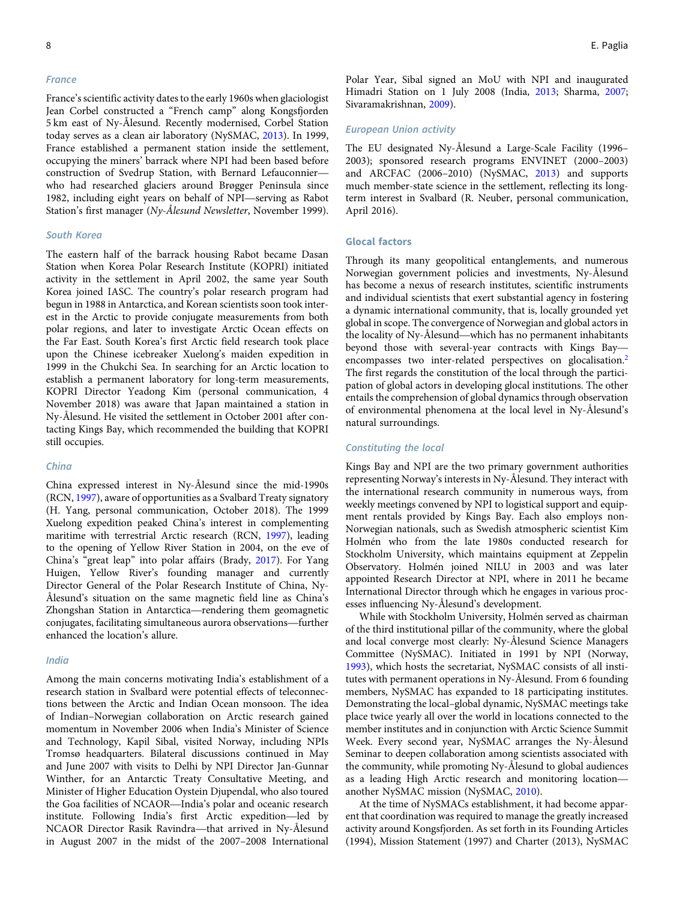### France

France's scientific activity dates to the early 1960s when glaciologist Jean Corbel constructed a "French camp" along Kongsfjorden 5 km east of Ny-Ålesund. Recently modernised, Corbel Station today serves as a clean air laboratory (NySMAC, 2013). In 1999, France established a permanent station inside the settlement, occupying the miners' barrack where NPI had been based before construction of Svedrup Station, with Bernard Lefauconnier—who had researched glaciers around Brøgger Peninsula since 1982, including eight years on behalf of NPI—serving as Rabot Station's first manager (*Ny-Ålesund Newsletter*, November 1999).

### South Korea

The eastern half of the barrack housing Rabot became Dasan Station when Korea Polar Research Institute (KOPRI) initiated activity in the settlement in April 2002, the same year South Korea joined IASC. The country's polar research program had begun in 1988 in Antarctica, and Korean scientists soon took interest in the Arctic to provide conjugate measurements from both polar regions, and later to investigate Arctic Ocean effects on the Far East. South Korea's first Arctic field research took place upon the Chinese icebreaker Xuelong's maiden expedition in 1999 in the Chukchi Sea. In searching for an Arctic location to establish a permanent laboratory for long-term measurements, KOPRI Director Yeadong Kim (personal communication, 4 November 2018) was aware that Japan maintained a station in Ny-Ålesund. He visited the settlement in October 2001 after contacting Kings Bay, which recommended the building that KOPRI still occupies.

### China

China expressed interest in Ny-Ålesund since the mid-1990s (RCN, 1997), aware of opportunities as a Svalbard Treaty signatory (H. Yang, personal communication, October 2018). The 1999 Xuelong expedition peaked China's interest in complementing maritime with terrestrial Arctic research (RCN, 1997), leading to the opening of Yellow River Station in 2004, on the eve of China's "great leap" into polar affairs (Brady, 2017). For Yang Huigen, Yellow River's founding manager and currently Director General of the Polar Research Institute of China, Ny-Ålesund's situation on the same magnetic field line as China's Zhongshan Station in Antarctica—rendering them geomagnetic conjugates, facilitating simultaneous aurora observations—further enhanced the location's allure.

### India

Among the main concerns motivating India's establishment of a research station in Svalbard were potential effects of teleconnections between the Arctic and Indian Ocean monsoon. The idea of Indian–Norwegian collaboration on Arctic research gained momentum in November 2006 when India's Minister of Science and Technology, Kapil Sibal, visited Norway, including NPIs Tromsø headquarters. Bilateral discussions continued in May and June 2007 with visits to Delhi by NPI Director Jan-Gunnar Winther, for an Antarctic Treaty Consultative Meeting, and Minister of Higher Education Oystein Djupendal, who also toured the Goa facilities of NCAOR—India's polar and oceanic research institute. Following India's first Arctic expedition—led by NCAOR Director Rasik Ravindra—that arrived in Ny-Ålesund in August 2007 in the midst of the 2007–2008 International Polar Year, Sibal signed an MoU with NPI and inaugurated Himadri Station on 1 July 2008 (India, 2013; Sharma, 2007; Sivaramakrishnan, 2009).

### European Union activity

The EU designated Ny-Ålesund a Large-Scale Facility (1996–2003); sponsored research programs ENVINET (2000–2003) and ARCFAC (2006–2010) (NySMAC, 2013) and supports much member-state science in the settlement, reflecting its long-term interest in Svalbard (R. Neuber, personal communication, April 2016).

## Glocal factors

Through its many geopolitical entanglements, and numerous Norwegian government policies and investments, Ny-Ålesund has become a nexus of research institutes, scientific instruments and individual scientists that exert substantial agency in fostering a dynamic international community, that is, locally grounded yet global in scope. The convergence of Norwegian and global actors in the locality of Ny-Ålesund—which has no permanent inhabitants beyond those with several-year contracts with Kings Bay—encompasses two inter-related perspectives on glocalisation.[2] The first regards the constitution of the local through the participation of global actors in developing glocal institutions. The other entails the comprehension of global dynamics through observation of environmental phenomena at the local level in Ny-Ålesund's natural surroundings.

### Constituting the local

Kings Bay and NPI are the two primary government authorities representing Norway's interests in Ny-Ålesund. They interact with the international research community in numerous ways, from weekly meetings convened by NPI to logistical support and equipment rentals provided by Kings Bay. Each also employs non-Norwegian nationals, such as Swedish atmospheric scientist Kim Holmén who from the late 1980s conducted research for Stockholm University, which maintains equipment at Zeppelin Observatory. Holmén joined NILU in 2003 and was later appointed Research Director at NPI, where in 2011 he became International Director through which he engages in various processes influencing Ny-Ålesund's development.

While with Stockholm University, Holmén served as chairman of the third institutional pillar of the community, where the global and local converge most clearly: Ny-Ålesund Science Managers Committee (NySMAC). Initiated in 1991 by NPI (Norway, 1993), which hosts the secretariat, NySMAC consists of all institutes with permanent operations in Ny-Ålesund. From 6 founding members, NySMAC has expanded to 18 participating institutes. Demonstrating the local–global dynamic, NySMAC meetings take place twice yearly all over the world in locations connected to the member institutes and in conjunction with Arctic Science Summit Week. Every second year, NySMAC arranges the Ny-Ålesund Seminar to deepen collaboration among scientists associated with the community, while promoting Ny-Ålesund to global audiences as a leading High Arctic research and monitoring location—another NySMAC mission (NySMAC, 2010).

At the time of NySMACs establishment, it had become apparent that coordination was required to manage the greatly increased activity around Kongsfjorden. As set forth in its Founding Articles (1994), Mission Statement (1997) and Charter (2013), NySMAC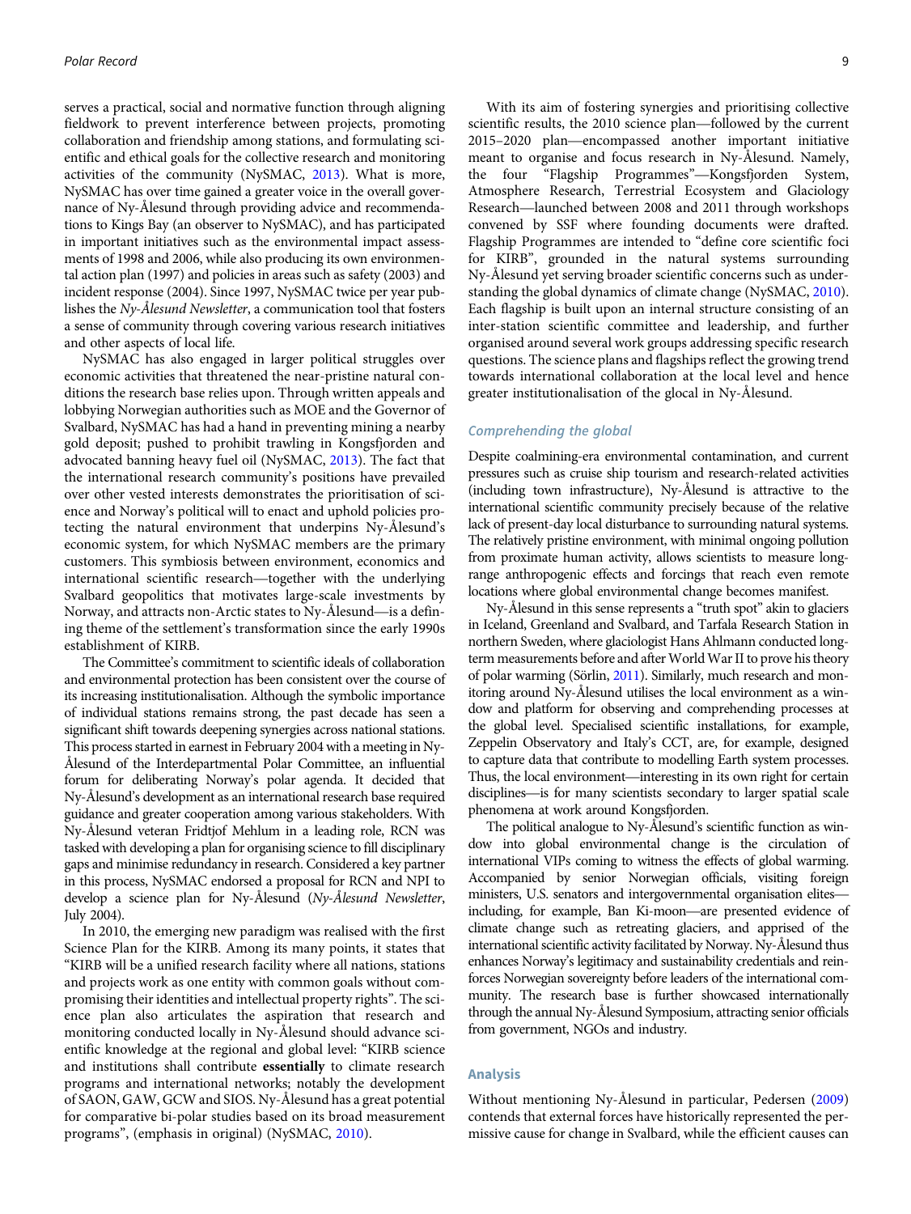serves a practical, social and normative function through aligning fieldwork to prevent interference between projects, promoting collaboration and friendship among stations, and formulating scientific and ethical goals for the collective research and monitoring activities of the community (NySMAC, 2013). What is more, NySMAC has over time gained a greater voice in the overall governance of Ny-Ålesund through providing advice and recommendations to Kings Bay (an observer to NySMAC), and has participated in important initiatives such as the environmental impact assessments of 1998 and 2006, while also producing its own environmental action plan (1997) and policies in areas such as safety (2003) and incident response (2004). Since 1997, NySMAC twice per year publishes the *Ny-Ålesund Newsletter*, a communication tool that fosters a sense of community through covering various research initiatives and other aspects of local life.

NySMAC has also engaged in larger political struggles over economic activities that threatened the near-pristine natural conditions the research base relies upon. Through written appeals and lobbying Norwegian authorities such as MOE and the Governor of Svalbard, NySMAC has had a hand in preventing mining a nearby gold deposit; pushed to prohibit trawling in Kongsfjorden and advocated banning heavy fuel oil (NySMAC, 2013). The fact that the international research community's positions have prevailed over other vested interests demonstrates the prioritisation of science and Norway's political will to enact and uphold policies protecting the natural environment that underpins Ny-Ålesund's economic system, for which NySMAC members are the primary customers. This symbiosis between environment, economics and international scientific research—together with the underlying Svalbard geopolitics that motivates large-scale investments by Norway, and attracts non-Arctic states to Ny-Ålesund—is a defining theme of the settlement's transformation since the early 1990s establishment of KIRB.

The Committee's commitment to scientific ideals of collaboration and environmental protection has been consistent over the course of its increasing institutionalisation. Although the symbolic importance of individual stations remains strong, the past decade has seen a significant shift towards deepening synergies across national stations. This process started in earnest in February 2004 with a meeting in Ny-Ålesund of the Interdepartmental Polar Committee, an influential forum for deliberating Norway's polar agenda. It decided that Ny-Ålesund's development as an international research base required guidance and greater cooperation among various stakeholders. With Ny-Ålesund veteran Fridtjof Mehlum in a leading role, RCN was tasked with developing a plan for organising science to fill disciplinary gaps and minimise redundancy in research. Considered a key partner in this process, NySMAC endorsed a proposal for RCN and NPI to develop a science plan for Ny-Ålesund (*Ny-Ålesund Newsletter*, July 2004).

In 2010, the emerging new paradigm was realised with the first Science Plan for the KIRB. Among its many points, it states that "KIRB will be a unified research facility where all nations, stations and projects work as one entity with common goals without compromising their identities and intellectual property rights". The science plan also articulates the aspiration that research and monitoring conducted locally in Ny-Ålesund should advance scientific knowledge at the regional and global level: "KIRB science and institutions shall contribute **essentially** to climate research programs and international networks; notably the development of SAON, GAW, GCW and SIOS. Ny-Ålesund has a great potential for comparative bi-polar studies based on its broad measurement programs", (emphasis in original) (NySMAC, 2010).

With its aim of fostering synergies and prioritising collective scientific results, the 2010 science plan—followed by the current 2015–2020 plan—encompassed another important initiative meant to organise and focus research in Ny-Ålesund. Namely, the four "Flagship Programmes"—Kongsfjorden System, Atmosphere Research, Terrestrial Ecosystem and Glaciology Research—launched between 2008 and 2011 through workshops convened by SSF where founding documents were drafted. Flagship Programmes are intended to "define core scientific foci for KIRB", grounded in the natural systems surrounding Ny-Ålesund yet serving broader scientific concerns such as understanding the global dynamics of climate change (NySMAC, 2010). Each flagship is built upon an internal structure consisting of an inter-station scientific committee and leadership, and further organised around several work groups addressing specific research questions. The science plans and flagships reflect the growing trend towards international collaboration at the local level and hence greater institutionalisation of the glocal in Ny-Ålesund.

### Comprehending the global

Despite coalmining-era environmental contamination, and current pressures such as cruise ship tourism and research-related activities (including town infrastructure), Ny-Ålesund is attractive to the international scientific community precisely because of the relative lack of present-day local disturbance to surrounding natural systems. The relatively pristine environment, with minimal ongoing pollution from proximate human activity, allows scientists to measure long-range anthropogenic effects and forcings that reach even remote locations where global environmental change becomes manifest.

Ny-Ålesund in this sense represents a "truth spot" akin to glaciers in Iceland, Greenland and Svalbard, and Tarfala Research Station in northern Sweden, where glaciologist Hans Ahlmann conducted long-term measurements before and after World War II to prove his theory of polar warming (Sörlin, 2011). Similarly, much research and monitoring around Ny-Ålesund utilises the local environment as a window and platform for observing and comprehending processes at the global level. Specialised scientific installations, for example, Zeppelin Observatory and Italy's CCT, are, for example, designed to capture data that contribute to modelling Earth system processes. Thus, the local environment—interesting in its own right for certain disciplines—is for many scientists secondary to larger spatial scale phenomena at work around Kongsfjorden.

The political analogue to Ny-Ålesund's scientific function as window into global environmental change is the circulation of international VIPs coming to witness the effects of global warming. Accompanied by senior Norwegian officials, visiting foreign ministers, U.S. senators and intergovernmental organisation elites—including, for example, Ban Ki-moon—are presented evidence of climate change such as retreating glaciers, and apprised of the international scientific activity facilitated by Norway. Ny-Ålesund thus enhances Norway's legitimacy and sustainability credentials and reinforces Norwegian sovereignty before leaders of the international community. The research base is further showcased internationally through the annual Ny-Ålesund Symposium, attracting senior officials from government, NGOs and industry.

## Analysis

Without mentioning Ny-Ålesund in particular, Pedersen (2009) contends that external forces have historically represented the permissive cause for change in Svalbard, while the efficient causes can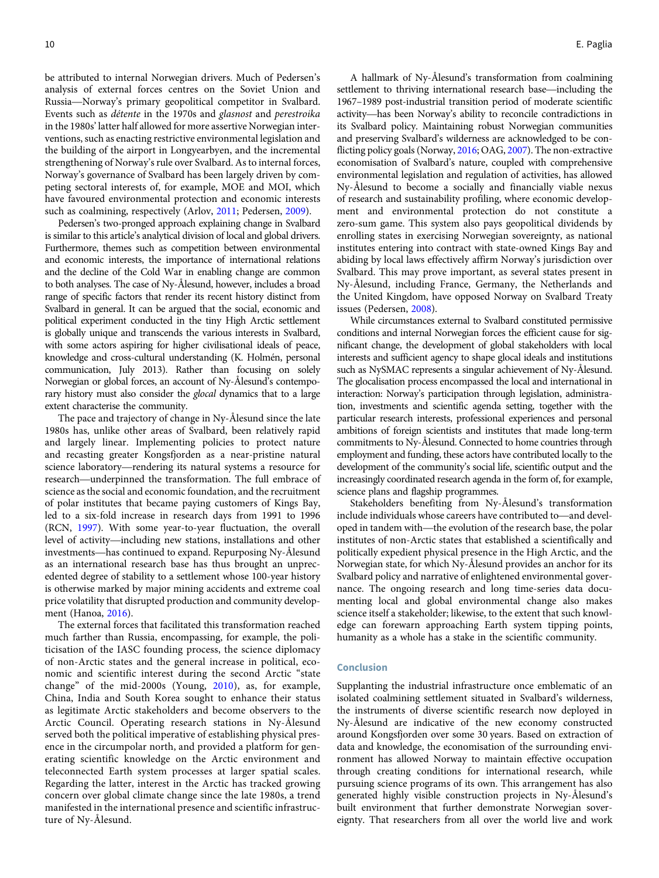be attributed to internal Norwegian drivers. Much of Pedersen's analysis of external forces centres on the Soviet Union and Russia—Norway's primary geopolitical competitor in Svalbard. Events such as *détente* in the 1970s and *glasnost* and *perestroika* in the 1980s' latter half allowed for more assertive Norwegian interventions, such as enacting restrictive environmental legislation and the building of the airport in Longyearbyen, and the incremental strengthening of Norway's rule over Svalbard. As to internal forces, Norway's governance of Svalbard has been largely driven by competing sectoral interests of, for example, MOE and MOI, which have favoured environmental protection and economic interests such as coalmining, respectively (Arlov, 2011; Pedersen, 2009).

Pedersen's two-pronged approach explaining change in Svalbard is similar to this article's analytical division of local and global drivers. Furthermore, themes such as competition between environmental and economic interests, the importance of international relations and the decline of the Cold War in enabling change are common to both analyses. The case of Ny-Ålesund, however, includes a broad range of specific factors that render its recent history distinct from Svalbard in general. It can be argued that the social, economic and political experiment conducted in the tiny High Arctic settlement is globally unique and transcends the various interests in Svalbard, with some actors aspiring for higher civilisational ideals of peace, knowledge and cross-cultural understanding (K. Holmén, personal communication, July 2013). Rather than focusing on solely Norwegian or global forces, an account of Ny-Ålesund's contemporary history must also consider the *glocal* dynamics that to a large extent characterise the community.

The pace and trajectory of change in Ny-Ålesund since the late 1980s has, unlike other areas of Svalbard, been relatively rapid and largely linear. Implementing policies to protect nature and recasting greater Kongsfjorden as a near-pristine natural science laboratory—rendering its natural systems a resource for research—underpinned the transformation. The full embrace of science as the social and economic foundation, and the recruitment of polar institutes that became paying customers of Kings Bay, led to a six-fold increase in research days from 1991 to 1996 (RCN, 1997). With some year-to-year fluctuation, the overall level of activity—including new stations, installations and other investments—has continued to expand. Repurposing Ny-Ålesund as an international research base has thus brought an unprecedented degree of stability to a settlement whose 100-year history is otherwise marked by major mining accidents and extreme coal price volatility that disrupted production and community development (Hanoa, 2016).

The external forces that facilitated this transformation reached much farther than Russia, encompassing, for example, the politicisation of the IASC founding process, the science diplomacy of non-Arctic states and the general increase in political, economic and scientific interest during the second Arctic "state change" of the mid-2000s (Young, 2010), as, for example, China, India and South Korea sought to enhance their status as legitimate Arctic stakeholders and become observers to the Arctic Council. Operating research stations in Ny-Ålesund served both the political imperative of establishing physical presence in the circumpolar north, and provided a platform for generating scientific knowledge on the Arctic environment and teleconnected Earth system processes at larger spatial scales. Regarding the latter, interest in the Arctic has tracked growing concern over global climate change since the late 1980s, a trend manifested in the international presence and scientific infrastructure of Ny-Ålesund.

A hallmark of Ny-Ålesund's transformation from coalmining settlement to thriving international research base—including the 1967–1989 post-industrial transition period of moderate scientific activity—has been Norway's ability to reconcile contradictions in its Svalbard policy. Maintaining robust Norwegian communities and preserving Svalbard's wilderness are acknowledged to be conflicting policy goals (Norway, 2016; OAG, 2007). The non-extractive economisation of Svalbard's nature, coupled with comprehensive environmental legislation and regulation of activities, has allowed Ny-Ålesund to become a socially and financially viable nexus of research and sustainability profiling, where economic development and environmental protection do not constitute a zero-sum game. This system also pays geopolitical dividends by enrolling states in exercising Norwegian sovereignty, as national institutes entering into contract with state-owned Kings Bay and abiding by local laws effectively affirm Norway's jurisdiction over Svalbard. This may prove important, as several states present in Ny-Ålesund, including France, Germany, the Netherlands and the United Kingdom, have opposed Norway on Svalbard Treaty issues (Pedersen, 2008).

While circumstances external to Svalbard constituted permissive conditions and internal Norwegian forces the efficient cause for significant change, the development of global stakeholders with local interests and sufficient agency to shape glocal ideals and institutions such as NySMAC represents a singular achievement of Ny-Ålesund. The glocalisation process encompassed the local and international in interaction: Norway's participation through legislation, administration, investments and scientific agenda setting, together with the particular research interests, professional experiences and personal ambitions of foreign scientists and institutes that made long-term commitments to Ny-Ålesund. Connected to home countries through employment and funding, these actors have contributed locally to the development of the community's social life, scientific output and the increasingly coordinated research agenda in the form of, for example, science plans and flagship programmes.

Stakeholders benefiting from Ny-Ålesund's transformation include individuals whose careers have contributed to—and developed in tandem with—the evolution of the research base, the polar institutes of non-Arctic states that established a scientifically and politically expedient physical presence in the High Arctic, and the Norwegian state, for which Ny-Ålesund provides an anchor for its Svalbard policy and narrative of enlightened environmental governance. The ongoing research and long time-series data documenting local and global environmental change also makes science itself a stakeholder; likewise, to the extent that such knowledge can forewarn approaching Earth system tipping points, humanity as a whole has a stake in the scientific community.

## Conclusion

Supplanting the industrial infrastructure once emblematic of an isolated coalmining settlement situated in Svalbard's wilderness, the instruments of diverse scientific research now deployed in Ny-Ålesund are indicative of the new economy constructed around Kongsfjorden over some 30 years. Based on extraction of data and knowledge, the economisation of the surrounding environment has allowed Norway to maintain effective occupation through creating conditions for international research, while pursuing science programs of its own. This arrangement has also generated highly visible construction projects in Ny-Ålesund's built environment that further demonstrate Norwegian sovereignty. That researchers from all over the world live and work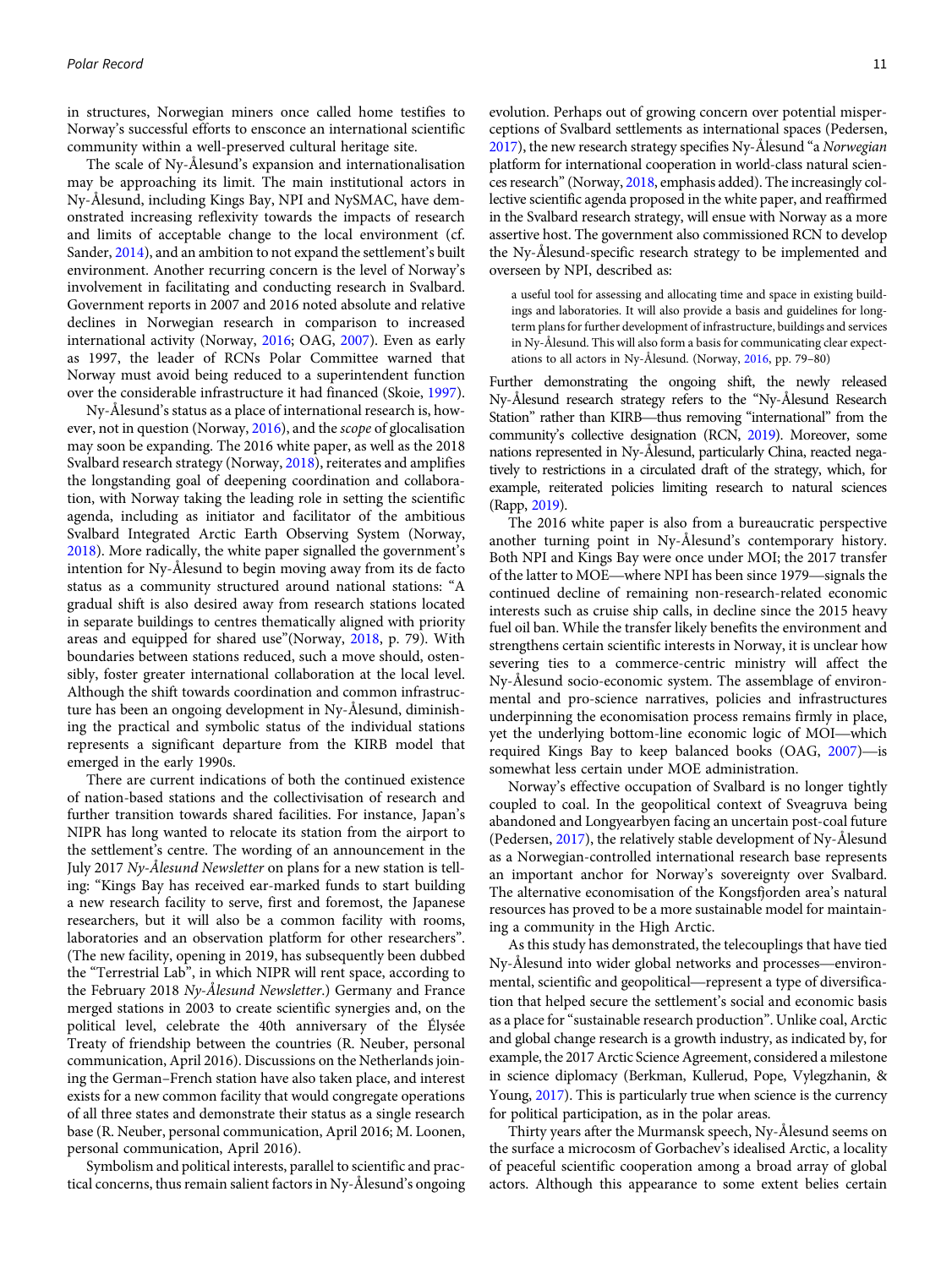in structures, Norwegian miners once called home testifies to Norway's successful efforts to ensconce an international scientific community within a well-preserved cultural heritage site.

The scale of Ny-Ålesund's expansion and internationalisation may be approaching its limit. The main institutional actors in Ny-Ålesund, including Kings Bay, NPI and NySMAC, have demonstrated increasing reflexivity towards the impacts of research and limits of acceptable change to the local environment (cf. Sander, 2014), and an ambition to not expand the settlement's built environment. Another recurring concern is the level of Norway's involvement in facilitating and conducting research in Svalbard. Government reports in 2007 and 2016 noted absolute and relative declines in Norwegian research in comparison to increased international activity (Norway, 2016; OAG, 2007). Even as early as 1997, the leader of RCNs Polar Committee warned that Norway must avoid being reduced to a superintendent function over the considerable infrastructure it had financed (Skoie, 1997).

Ny-Ålesund's status as a place of international research is, however, not in question (Norway, 2016), and the *scope* of glocalisation may soon be expanding. The 2016 white paper, as well as the 2018 Svalbard research strategy (Norway, 2018), reiterates and amplifies the longstanding goal of deepening coordination and collaboration, with Norway taking the leading role in setting the scientific agenda, including as initiator and facilitator of the ambitious Svalbard Integrated Arctic Earth Observing System (Norway, 2018). More radically, the white paper signalled the government's intention for Ny-Ålesund to begin moving away from its de facto status as a community structured around national stations: "A gradual shift is also desired away from research stations located in separate buildings to centres thematically aligned with priority areas and equipped for shared use"(Norway, 2018, p. 79). With boundaries between stations reduced, such a move should, ostensibly, foster greater international collaboration at the local level. Although the shift towards coordination and common infrastructure has been an ongoing development in Ny-Ålesund, diminishing the practical and symbolic status of the individual stations represents a significant departure from the KIRB model that emerged in the early 1990s.

There are current indications of both the continued existence of nation-based stations and the collectivisation of research and further transition towards shared facilities. For instance, Japan's NIPR has long wanted to relocate its station from the airport to the settlement's centre. The wording of an announcement in the July 2017 *Ny-Ålesund Newsletter* on plans for a new station is telling: "Kings Bay has received ear-marked funds to start building a new research facility to serve, first and foremost, the Japanese researchers, but it will also be a common facility with rooms, laboratories and an observation platform for other researchers". (The new facility, opening in 2019, has subsequently been dubbed the "Terrestrial Lab", in which NIPR will rent space, according to the February 2018 *Ny-Ålesund Newsletter*.) Germany and France merged stations in 2003 to create scientific synergies and, on the political level, celebrate the 40th anniversary of the Élysée Treaty of friendship between the countries (R. Neuber, personal communication, April 2016). Discussions on the Netherlands joining the German–French station have also taken place, and interest exists for a new common facility that would congregate operations of all three states and demonstrate their status as a single research base (R. Neuber, personal communication, April 2016; M. Loonen, personal communication, April 2016).

Symbolism and political interests, parallel to scientific and practical concerns, thus remain salient factors in Ny-Ålesund's ongoing evolution. Perhaps out of growing concern over potential misperceptions of Svalbard settlements as international spaces (Pedersen, 2017), the new research strategy specifies Ny-Ålesund "a *Norwegian* platform for international cooperation in world-class natural sciences research" (Norway, 2018, emphasis added). The increasingly collective scientific agenda proposed in the white paper, and reaffirmed in the Svalbard research strategy, will ensue with Norway as a more assertive host. The government also commissioned RCN to develop the Ny-Ålesund-specific research strategy to be implemented and overseen by NPI, described as:

> a useful tool for assessing and allocating time and space in existing buildings and laboratories. It will also provide a basis and guidelines for long-term plans for further development of infrastructure, buildings and services in Ny-Ålesund. This will also form a basis for communicating clear expectations to all actors in Ny-Ålesund. (Norway, 2016, pp. 79–80)

Further demonstrating the ongoing shift, the newly released Ny-Ålesund research strategy refers to the "Ny-Ålesund Research Station" rather than KIRB—thus removing "international" from the community's collective designation (RCN, 2019). Moreover, some nations represented in Ny-Ålesund, particularly China, reacted negatively to restrictions in a circulated draft of the strategy, which, for example, reiterated policies limiting research to natural sciences (Rapp, 2019).

The 2016 white paper is also from a bureaucratic perspective another turning point in Ny-Ålesund's contemporary history. Both NPI and Kings Bay were once under MOI; the 2017 transfer of the latter to MOE—where NPI has been since 1979—signals the continued decline of remaining non-research-related economic interests such as cruise ship calls, in decline since the 2015 heavy fuel oil ban. While the transfer likely benefits the environment and strengthens certain scientific interests in Norway, it is unclear how severing ties to a commerce-centric ministry will affect the Ny-Ålesund socio-economic system. The assemblage of environmental and pro-science narratives, policies and infrastructures underpinning the economisation process remains firmly in place, yet the underlying bottom-line economic logic of MOI—which required Kings Bay to keep balanced books (OAG, 2007)—is somewhat less certain under MOE administration.

Norway's effective occupation of Svalbard is no longer tightly coupled to coal. In the geopolitical context of Sveagruva being abandoned and Longyearbyen facing an uncertain post-coal future (Pedersen, 2017), the relatively stable development of Ny-Ålesund as a Norwegian-controlled international research base represents an important anchor for Norway's sovereignty over Svalbard. The alternative economisation of the Kongsfjorden area's natural resources has proved to be a more sustainable model for maintaining a community in the High Arctic.

As this study has demonstrated, the telecouplings that have tied Ny-Ålesund into wider global networks and processes—environmental, scientific and geopolitical—represent a type of diversification that helped secure the settlement's social and economic basis as a place for "sustainable research production". Unlike coal, Arctic and global change research is a growth industry, as indicated by, for example, the 2017 Arctic Science Agreement, considered a milestone in science diplomacy (Berkman, Kullerud, Pope, Vylegzhanin, & Young, 2017). This is particularly true when science is the currency for political participation, as in the polar areas.

Thirty years after the Murmansk speech, Ny-Ålesund seems on the surface a microcosm of Gorbachev's idealised Arctic, a locality of peaceful scientific cooperation among a broad array of global actors. Although this appearance to some extent belies certain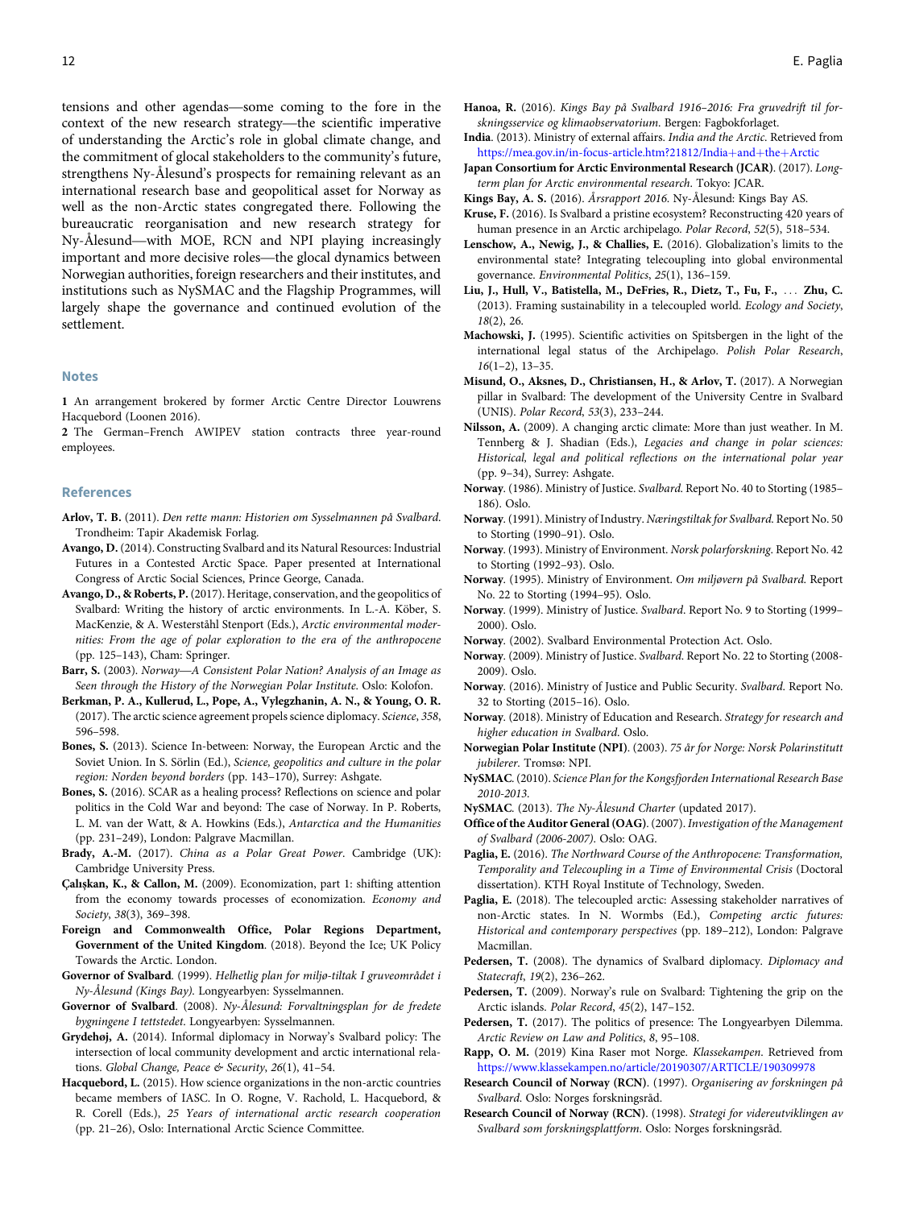tensions and other agendas—some coming to the fore in the context of the new research strategy—the scientific imperative of understanding the Arctic's role in global climate change, and the commitment of glocal stakeholders to the community's future, strengthens Ny-Ålesund's prospects for remaining relevant as an international research base and geopolitical asset for Norway as well as the non-Arctic states congregated there. Following the bureaucratic reorganisation and new research strategy for Ny-Ålesund—with MOE, RCN and NPI playing increasingly important and more decisive roles—the glocal dynamics between Norwegian authorities, foreign researchers and their institutes, and institutions such as NySMAC and the Flagship Programmes, will largely shape the governance and continued evolution of the settlement.

## Notes

**1** An arrangement brokered by former Arctic Centre Director Louwrens Hacquebord (Loonen 2016).

**2** The German–French AWIPEV station contracts three year-round employees.

## References

**Arlov, T. B.** (2011). *Den rette mann: Historien om Sysselmannen på Svalbard.* Trondheim: Tapir Akademisk Forlag.

**Avango, D.** (2014). Constructing Svalbard and its Natural Resources: Industrial Futures in a Contested Arctic Space. Paper presented at International Congress of Arctic Social Sciences, Prince George, Canada.

**Avango, D., & Roberts, P.** (2017). Heritage, conservation, and the geopolitics of Svalbard: Writing the history of arctic environments. In L.-A. Köber, S. MacKenzie, & A. Westerståhl Stenport (Eds.), *Arctic environmental modernities: From the age of polar exploration to the era of the anthropocene* (pp. 125–143), Cham: Springer.

**Barr, S.** (2003). *Norway—A Consistent Polar Nation? Analysis of an Image as Seen through the History of the Norwegian Polar Institute.* Oslo: Kolofon.

**Berkman, P. A., Kullerud, L., Pope, A., Vylegzhanin, A. N., & Young, O. R.** (2017). The arctic science agreement propels science diplomacy. *Science*, *358*, 596–598.

**Bones, S.** (2013). Science In-between: Norway, the European Arctic and the Soviet Union. In S. Sörlin (Ed.), *Science, geopolitics and culture in the polar region: Norden beyond borders* (pp. 143–170), Surrey: Ashgate.

**Bones, S.** (2016). SCAR as a healing process? Reflections on science and polar politics in the Cold War and beyond: The case of Norway. In P. Roberts, L. M. van der Watt, & A. Howkins (Eds.), *Antarctica and the Humanities* (pp. 231–249), London: Palgrave Macmillan.

**Brady, A.-M.** (2017). *China as a Polar Great Power.* Cambridge (UK): Cambridge University Press.

**Çalışkan, K., & Callon, M.** (2009). Economization, part 1: shifting attention from the economy towards processes of economization. *Economy and Society*, *38*(3), 369–398.

**Foreign and Commonwealth Office, Polar Regions Department, Government of the United Kingdom**. (2018). Beyond the Ice; UK Policy Towards the Arctic. London.

**Governor of Svalbard**. (1999). *Helhetlig plan for miljø-tiltak I gruveområdet i Ny-Ålesund (Kings Bay).* Longyearbyen: Sysselmannen.

**Governor of Svalbard**. (2008). *Ny-Ålesund: Forvaltningsplan for de fredete bygningene I tettstedet.* Longyearbyen: Sysselmannen.

**Grydehøj, A.** (2014). Informal diplomacy in Norway's Svalbard policy: The intersection of local community development and arctic international relations. *Global Change, Peace & Security*, *26*(1), 41–54.

**Hacquebord, L.** (2015). How science organizations in the non-arctic countries became members of IASC. In O. Rogne, V. Rachold, L. Hacquebord, & R. Corell (Eds.), *25 Years of international arctic research cooperation* (pp. 21–26), Oslo: International Arctic Science Committee.

**Hanoa, R.** (2016). *Kings Bay på Svalbard 1916–2016: Fra gruvedrift til forskningsservice og klimaobservatorium.* Bergen: Fagbokforlaget.

**India**. (2013). Ministry of external affairs. *India and the Arctic.* Retrieved from https://mea.gov.in/in-focus-article.htm?21812/India+and+the+Arctic

**Japan Consortium for Arctic Environmental Research (JCAR)**. (2017). *Long-term plan for Arctic environmental research.* Tokyo: JCAR.

**Kings Bay, A. S.** (2016). *Årsrapport 2016.* Ny-Ålesund: Kings Bay AS.

**Kruse, F.** (2016). Is Svalbard a pristine ecosystem? Reconstructing 420 years of human presence in an Arctic archipelago. *Polar Record*, *52*(5), 518–534.

**Lenschow, A., Newig, J., & Challies, E.** (2016). Globalization's limits to the environmental state? Integrating telecoupling into global environmental governance. *Environmental Politics*, *25*(1), 136–159.

**Liu, J., Hull, V., Batistella, M., DeFries, R., Dietz, T., Fu, F., … Zhu, C.** (2013). Framing sustainability in a telecoupled world. *Ecology and Society*, *18*(2), 26.

**Machowski, J.** (1995). Scientific activities on Spitsbergen in the light of the international legal status of the Archipelago. *Polish Polar Research*, *16*(1–2), 13–35.

**Misund, O., Aksnes, D., Christiansen, H., & Arlov, T.** (2017). A Norwegian pillar in Svalbard: The development of the University Centre in Svalbard (UNIS). *Polar Record*, *53*(3), 233–244.

**Nilsson, A.** (2009). A changing arctic climate: More than just weather. In M. Tennberg & J. Shadian (Eds.), *Legacies and change in polar sciences: Historical, legal and political reflections on the international polar year* (pp. 9–34), Surrey: Ashgate.

**Norway**. (1986). Ministry of Justice. *Svalbard.* Report No. 40 to Storting (1985–186). Oslo.

**Norway**. (1991). Ministry of Industry. *Næringstiltak for Svalbard.* Report No. 50 to Storting (1990–91). Oslo.

**Norway**. (1993). Ministry of Environment. *Norsk polarforskning.* Report No. 42 to Storting (1992–93). Oslo.

**Norway**. (1995). Ministry of Environment. *Om miljøvern på Svalbard.* Report No. 22 to Storting (1994–95). Oslo.

**Norway**. (1999). Ministry of Justice. *Svalbard.* Report No. 9 to Storting (1999–2000). Oslo.

**Norway**. (2002). Svalbard Environmental Protection Act. Oslo.

**Norway**. (2009). Ministry of Justice. *Svalbard.* Report No. 22 to Storting (2008-2009). Oslo.

**Norway**. (2016). Ministry of Justice and Public Security. *Svalbard.* Report No. 32 to Storting (2015–16). Oslo.

**Norway**. (2018). Ministry of Education and Research. *Strategy for research and higher education in Svalbard.* Oslo.

**Norwegian Polar Institute (NPI)**. (2003). *75 år for Norge: Norsk Polarinstitutt jubilerer.* Tromsø: NPI.

**NySMAC**. (2010). *Science Plan for the Kongsfjorden International Research Base 2010-2013.*

**NySMAC**. (2013). *The Ny-Ålesund Charter* (updated 2017).

**Office of the Auditor General (OAG)**. (2007). *Investigation of the Management of Svalbard (2006-2007).* Oslo: OAG.

**Paglia, E.** (2016). *The Northward Course of the Anthropocene: Transformation, Temporality and Telecoupling in a Time of Environmental Crisis* (Doctoral dissertation). KTH Royal Institute of Technology, Sweden.

**Paglia, E.** (2018). The telecoupled arctic: Assessing stakeholder narratives of non-Arctic states. In N. Wormbs (Ed.), *Competing arctic futures: Historical and contemporary perspectives* (pp. 189–212), London: Palgrave Macmillan.

**Pedersen, T.** (2008). The dynamics of Svalbard diplomacy. *Diplomacy and Statecraft*, *19*(2), 236–262.

**Pedersen, T.** (2009). Norway's rule on Svalbard: Tightening the grip on the Arctic islands. *Polar Record*, *45*(2), 147–152.

**Pedersen, T.** (2017). The politics of presence: The Longyearbyen Dilemma. *Arctic Review on Law and Politics*, *8*, 95–108.

**Rapp, O. M.** (2019) Kina Raser mot Norge. *Klassekampen.* Retrieved from https://www.klassekampen.no/article/20190307/ARTICLE/190309978

**Research Council of Norway (RCN)**. (1997). *Organisering av forskningen på Svalbard.* Oslo: Norges forskningsråd.

**Research Council of Norway (RCN)**. (1998). *Strategi for videreutviklingen av Svalbard som forskningsplattform.* Oslo: Norges forskningsråd.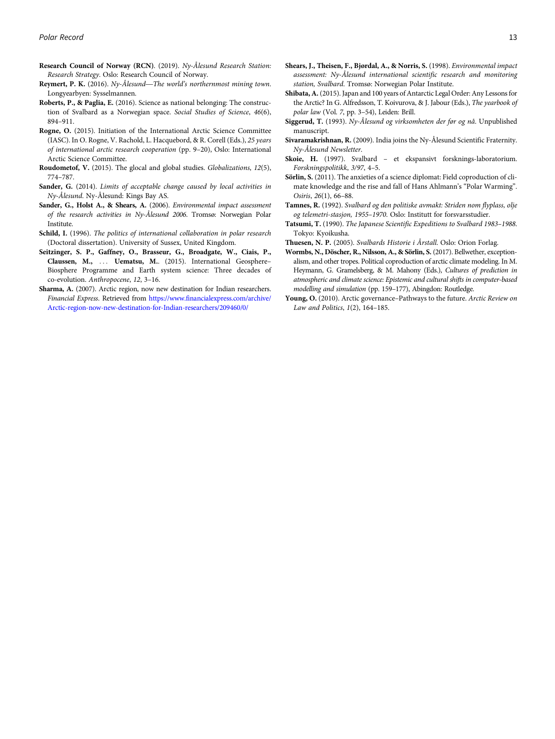**Research Council of Norway (RCN)**. (2019). *Ny-Ålesund Research Station: Research Strategy*. Oslo: Research Council of Norway.

**Reymert, P. K.** (2016). *Ny-Ålesund—The world's northernmost mining town*. Longyearbyen: Sysselmannen.

**Roberts, P., & Paglia, E.** (2016). Science as national belonging: The construction of Svalbard as a Norwegian space. *Social Studies of Science*, *46*(6), 894–911.

**Rogne, O.** (2015). Initiation of the International Arctic Science Committee (IASC). In O. Rogne, V. Rachold, L. Hacquebord, & R. Corell (Eds.), *25 years of international arctic research cooperation* (pp. 9–20), Oslo: International Arctic Science Committee.

**Roudometof, V.** (2015). The glocal and global studies. *Globalizations*, *12*(5), 774–787.

**Sander, G.** (2014). *Limits of acceptable change caused by local activities in Ny-Ålesund*. Ny-Ålesund: Kings Bay AS.

**Sander, G., Holst A., & Shears, A.** (2006). *Environmental impact assessment of the research activities in Ny-Ålesund 2006*. Tromsø: Norwegian Polar Institute.

**Schild, I.** (1996). *The politics of international collaboration in polar research* (Doctoral dissertation). University of Sussex, United Kingdom.

**Seitzinger, S. P., Gaffney, O., Brasseur, G., Broadgate, W., Ciais, P., Claussen, M., ... Uematsu, M.**. (2015). International Geosphere–Biosphere Programme and Earth system science: Three decades of co-evolution. *Anthropocene*, *12*, 3–16.

**Sharma, A.** (2007). Arctic region, now new destination for Indian researchers. *Financial Express*. Retrieved from https://www.financialexpress.com/archive/Arctic-region-now-new-destination-for-Indian-researchers/209460/0/

**Shears, J., Theisen, F., Bjørdal, A., & Norris, S.** (1998). *Environmental impact assessment: Ny-Ålesund international scientific research and monitoring station, Svalbard*. Tromsø: Norwegian Polar Institute.

**Shibata, A.** (2015). Japan and 100 years of Antarctic Legal Order: Any Lessons for the Arctic? In G. Alfredsson, T. Koivurova, & J. Jabour (Eds.), *The yearbook of polar law* (Vol. *7*, pp. 3–54), Leiden: Brill.

**Siggerud, T.** (1993). *Ny-Ålesund og virksomheten der før og nå*. Unpublished manuscript.

**Sivaramakrishnan, R.** (2009). India joins the Ny-Ålesund Scientific Fraternity. *Ny-Ålesund Newsletter*.

**Skoie, H.** (1997). Svalbard – et ekspansivt forsknings-laboratorium. *Forskningspolitikk*, *3/97*, 4–5.

**Sörlin, S.** (2011). The anxieties of a science diplomat: Field coproduction of climate knowledge and the rise and fall of Hans Ahlmann's "Polar Warming". *Osiris*, *26*(1), 66–88.

**Tamnes, R.** (1992). *Svalbard og den politiske avmakt: Striden nom flyplass, olje og telemetri-stasjon, 1955–1970*. Oslo: Institutt for forsvarsstudier.

**Tatsumi, T.** (1990). *The Japanese Scientific Expeditions to Svalbard 1983–1988*. Tokyo: Kyoikusha.

**Thuesen, N. P.** (2005). *Svalbards Historie i Årstall*. Oslo: Orion Forlag.

**Wormbs, N., Döscher, R., Nilsson, A., & Sörlin, S.** (2017). Bellwether, exceptionalism, and other tropes. Political coproduction of arctic climate modeling. In M. Heymann, G. Gramelsberg, & M. Mahony (Eds.), *Cultures of prediction in atmospheric and climate science: Epistemic and cultural shifts in computer-based modelling and simulation* (pp. 159–177), Abingdon: Routledge.

**Young, O.** (2010). Arctic governance–Pathways to the future. *Arctic Review on Law and Politics*, *1*(2), 164–185.